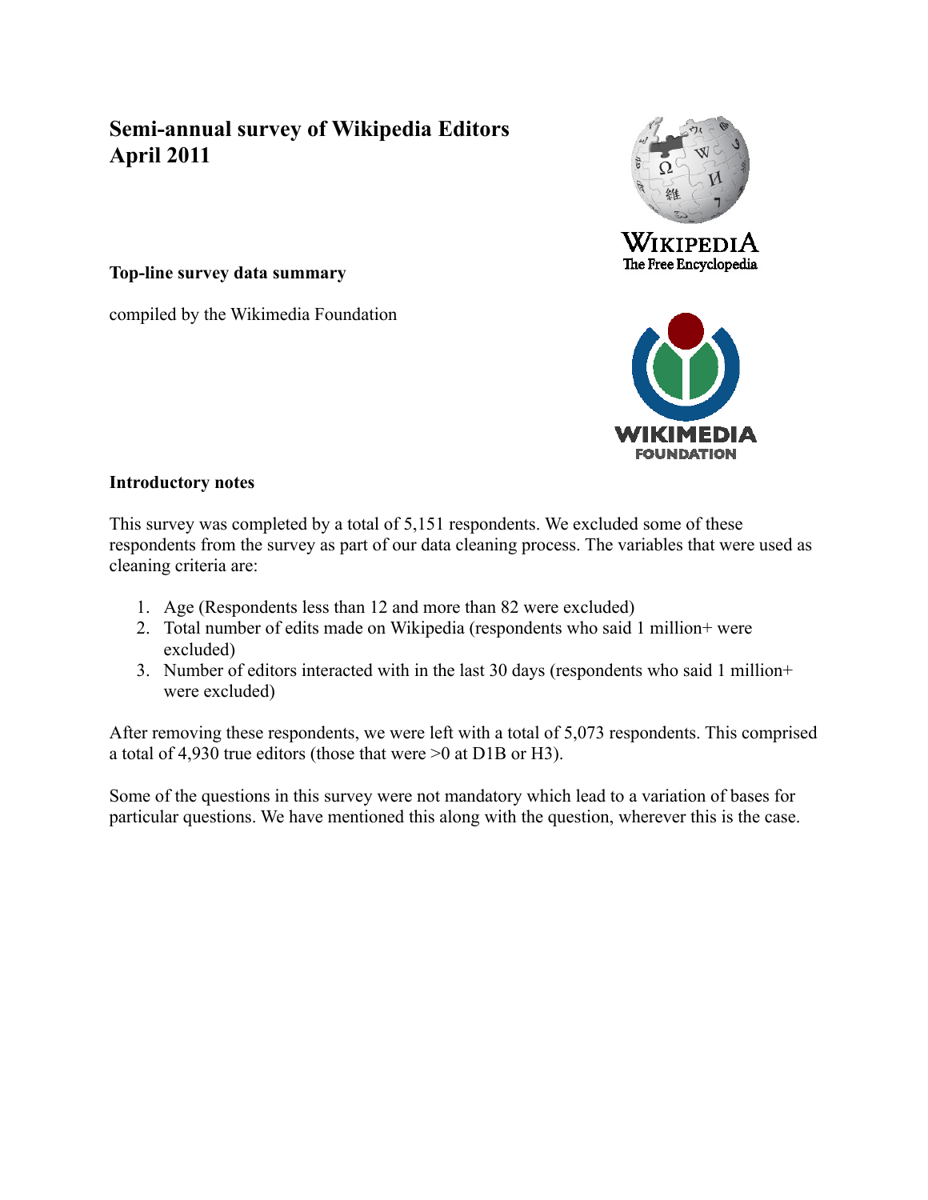# Semi-annual survey of Wikipedia Editors April 2011

**Top-line survey data summary**

compiled by the Wikimedia Foundation

**Introductory notes**

This survey was completed by a total of 5,151 respondents. We excluded some of these respondents from the survey as part of our data cleaning process. The variables that were used as cleaning criteria are:

1. Age (Respondents less than 12 and more than 82 were excluded)
2. Total number of edits made on Wikipedia (respondents who said 1 million+ were excluded)
3. Number of editors interacted with in the last 30 days (respondents who said 1 million+ were excluded)

After removing these respondents, we were left with a total of 5,073 respondents. This comprised a total of 4,930 true editors (those that were >0 at D1B or H3).

Some of the questions in this survey were not mandatory which lead to a variation of bases for particular questions. We have mentioned this along with the question, wherever this is the case.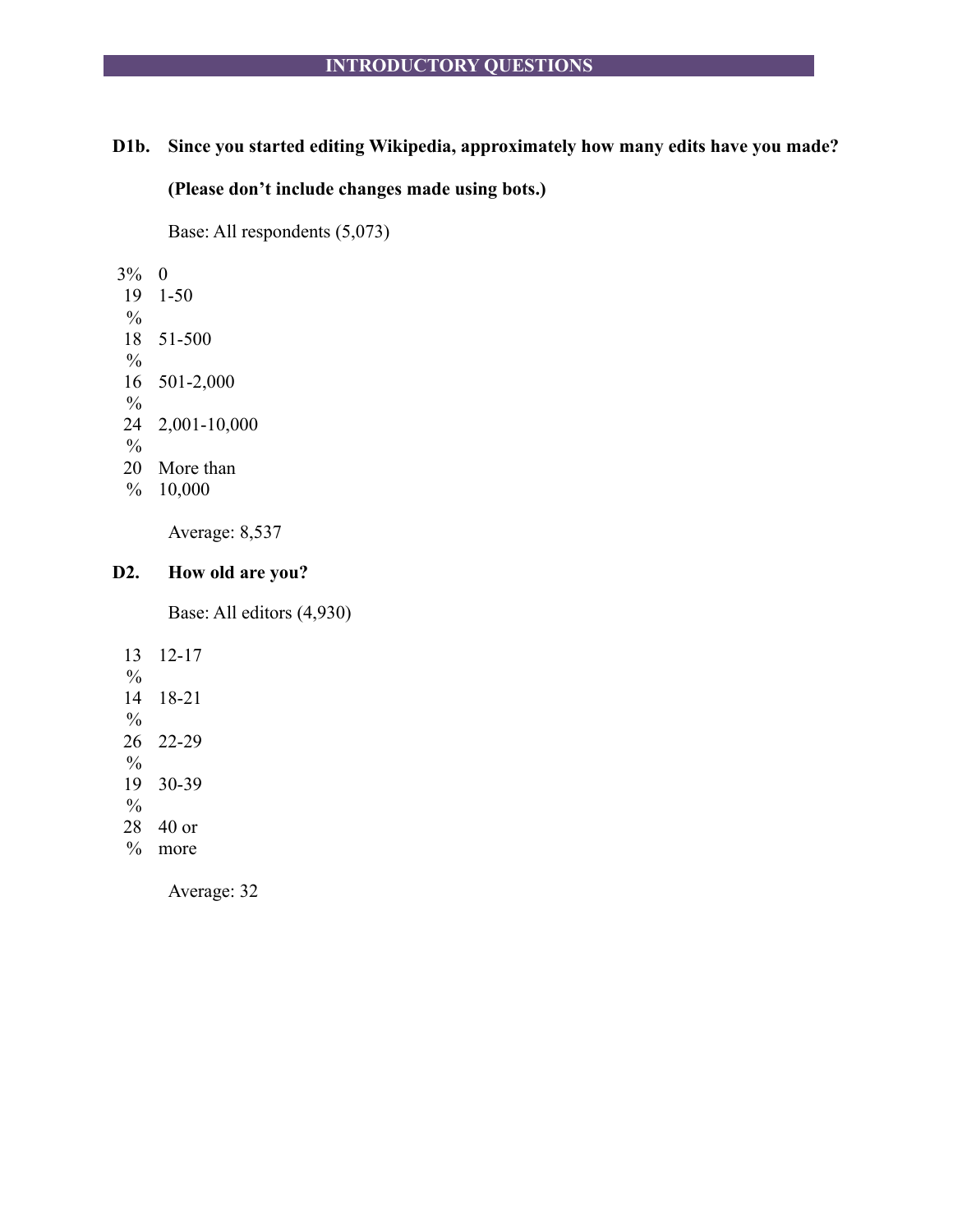## INTRODUCTORY QUESTIONS

**D1b. Since you started editing Wikipedia, approximately how many edits have you made?**

**(Please don't include changes made using bots.)**

Base: All respondents (5,073)

| | |
|---|---|
| 3% | 0 |
| 19% | 1-50 |
| 18% | 51-500 |
| 16% | 501-2,000 |
| 24% | 2,001-10,000 |
| 20% | More than 10,000 |

Average: 8,537

**D2. How old are you?**

Base: All editors (4,930)

| | |
|---|---|
| 13% | 12-17 |
| 14% | 18-21 |
| 26% | 22-29 |
| 19% | 30-39 |
| 28% | 40 or more |

Average: 32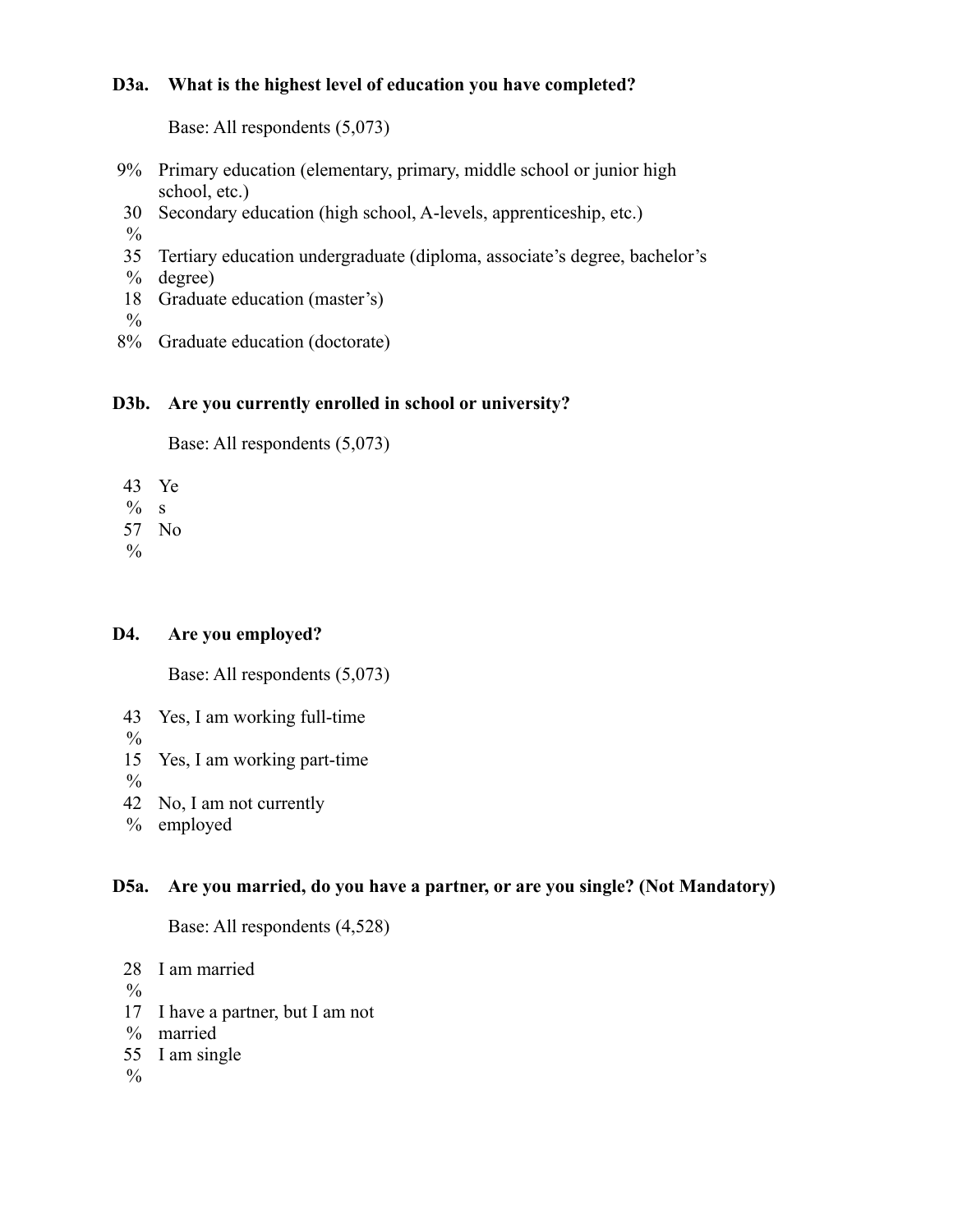**D3a. What is the highest level of education you have completed?**

Base: All respondents (5,073)

- 9% Primary education (elementary, primary, middle school or junior high school, etc.)
- 30% Secondary education (high school, A-levels, apprenticeship, etc.)
- 35% Tertiary education undergraduate (diploma, associate's degree, bachelor's degree)
- 18% Graduate education (master's)
- 8% Graduate education (doctorate)

**D3b. Are you currently enrolled in school or university?**

Base: All respondents (5,073)

- 43% Yes
- 57% No

**D4. Are you employed?**

Base: All respondents (5,073)

- 43% Yes, I am working full-time
- 15% Yes, I am working part-time
- 42% No, I am not currently employed

**D5a. Are you married, do you have a partner, or are you single? (Not Mandatory)**

Base: All respondents (4,528)

- 28% I am married
- 17% I have a partner, but I am not married
- 55% I am single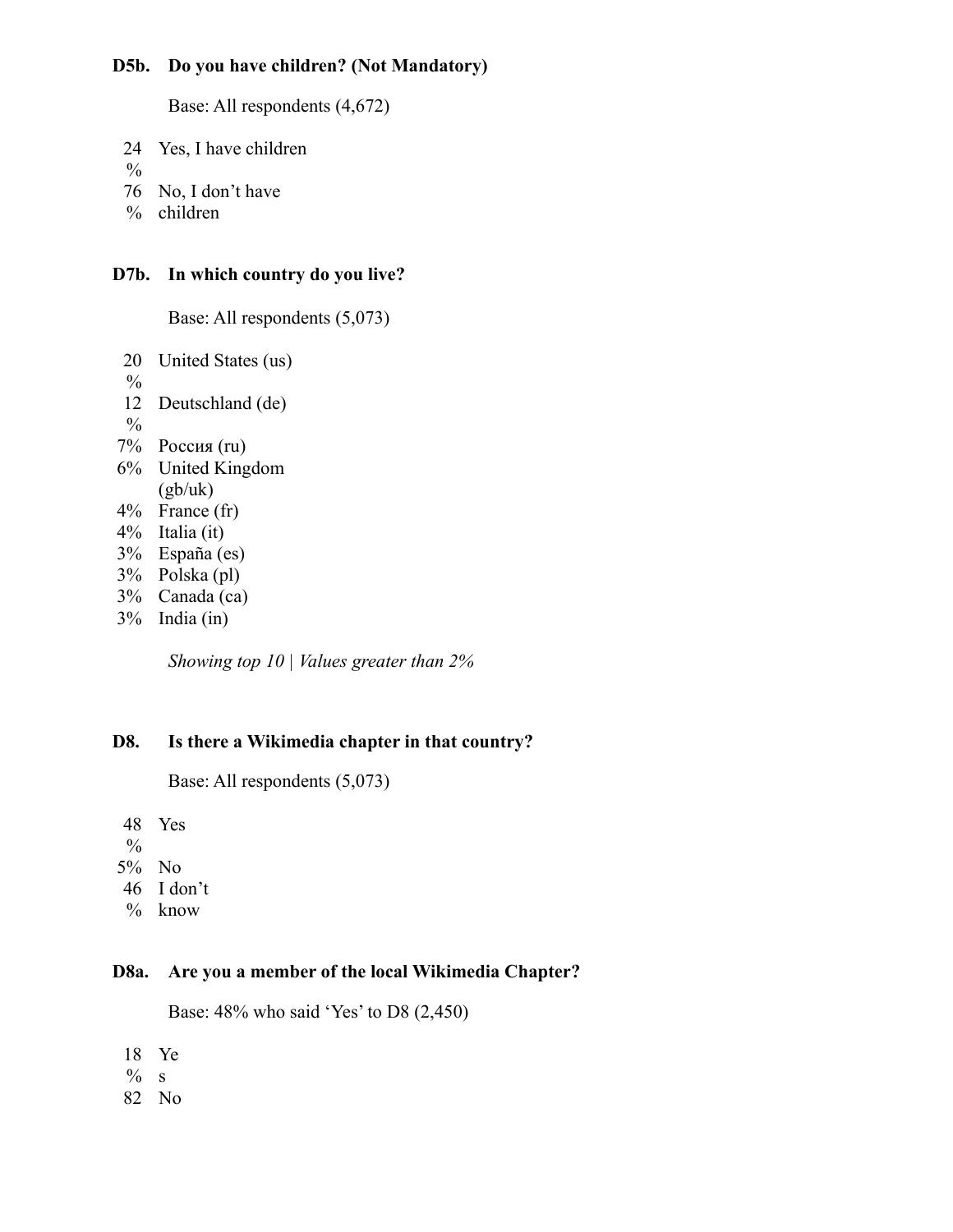**D5b. Do you have children? (Not Mandatory)**

Base: All respondents (4,672)

- 24% Yes, I have children
- 76% No, I don't have children

**D7b. In which country do you live?**

Base: All respondents (5,073)

- 20% United States (us)
- 12% Deutschland (de)
- 7% Россия (ru)
- 6% United Kingdom (gb/uk)
- 4% France (fr)
- 4% Italia (it)
- 3% España (es)
- 3% Polska (pl)
- 3% Canada (ca)
- 3% India (in)

*Showing top 10 | Values greater than 2%*

**D8. Is there a Wikimedia chapter in that country?**

Base: All respondents (5,073)

- 48% Yes
- 5% No
- 46% I don't know

**D8a. Are you a member of the local Wikimedia Chapter?**

Base: 48% who said 'Yes' to D8 (2,450)

- 18% Yes
- 82 No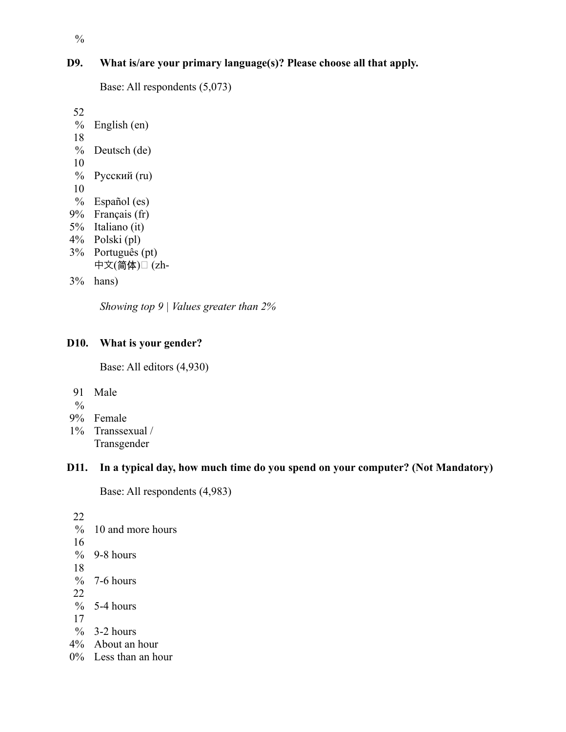%

**D9. What is/are your primary language(s)? Please choose all that apply.**

Base: All respondents (5,073)

| | |
|---|---|
| 52% | English (en) |
| 18% | Deutsch (de) |
| 10% | Русский (ru) |
| 10% | Español (es) |
| 9% | Français (fr) |
| 5% | Italiano (it) |
| 4% | Polski (pl) |
| 3% | Português (pt) |
| 3% | 中文(简体) (zh-hans) |

*Showing top 9 | Values greater than 2%*

**D10. What is your gender?**

Base: All editors (4,930)

| | |
|---|---|
| 91% | Male |
| 9% | Female |
| 1% | Transsexual / Transgender |

**D11. In a typical day, how much time do you spend on your computer? (Not Mandatory)**

Base: All respondents (4,983)

| | |
|---|---|
| 22% | 10 and more hours |
| 16% | 9-8 hours |
| 18% | 7-6 hours |
| 22% | 5-4 hours |
| 17% | 3-2 hours |
| 4% | About an hour |
| 0% | Less than an hour |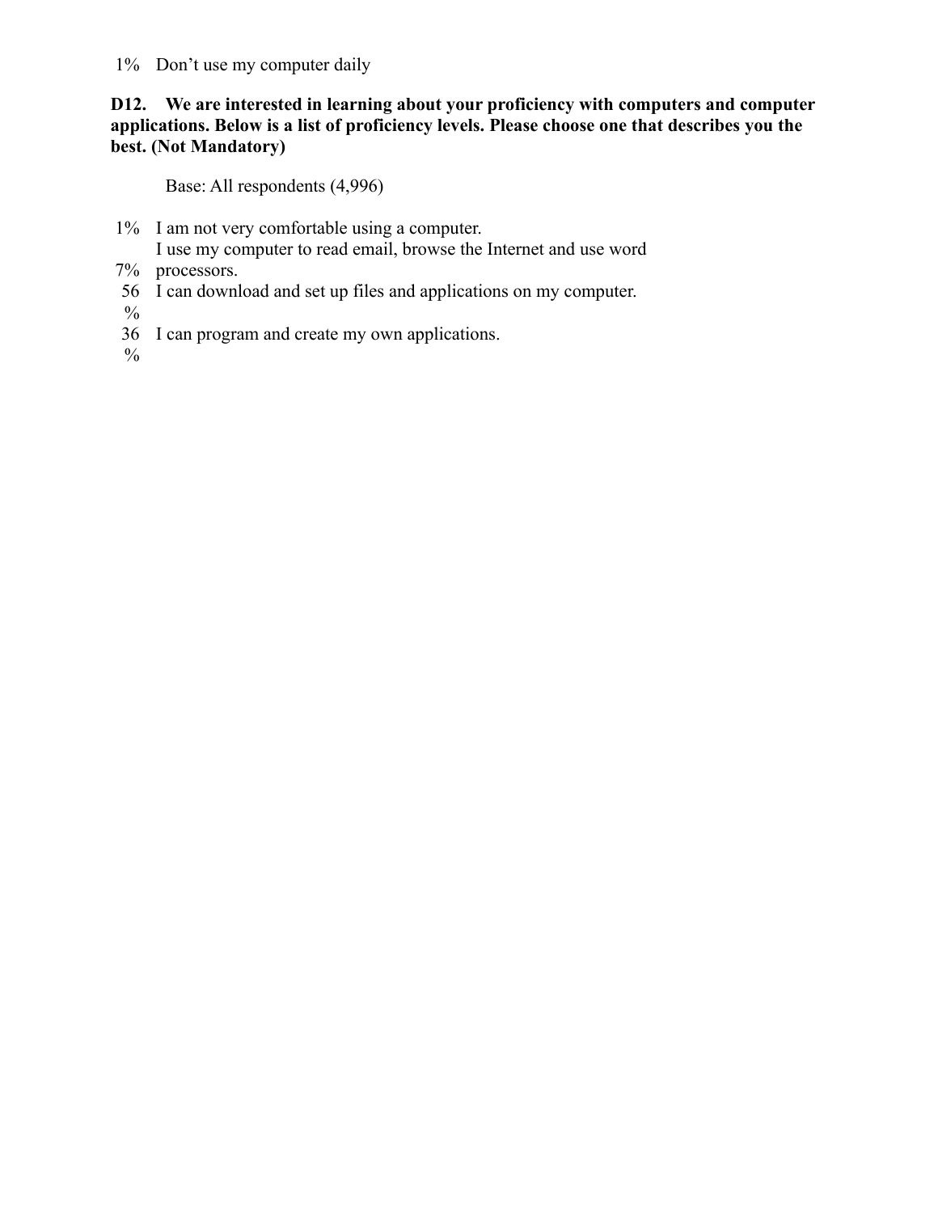1% Don't use my computer daily

**D12. We are interested in learning about your proficiency with computers and computer applications. Below is a list of proficiency levels. Please choose one that describes you the best. (Not Mandatory)**

Base: All respondents (4,996)

- 1% I am not very comfortable using a computer.
- 7% I use my computer to read email, browse the Internet and use word processors.
- 56% I can download and set up files and applications on my computer.
- 36% I can program and create my own applications.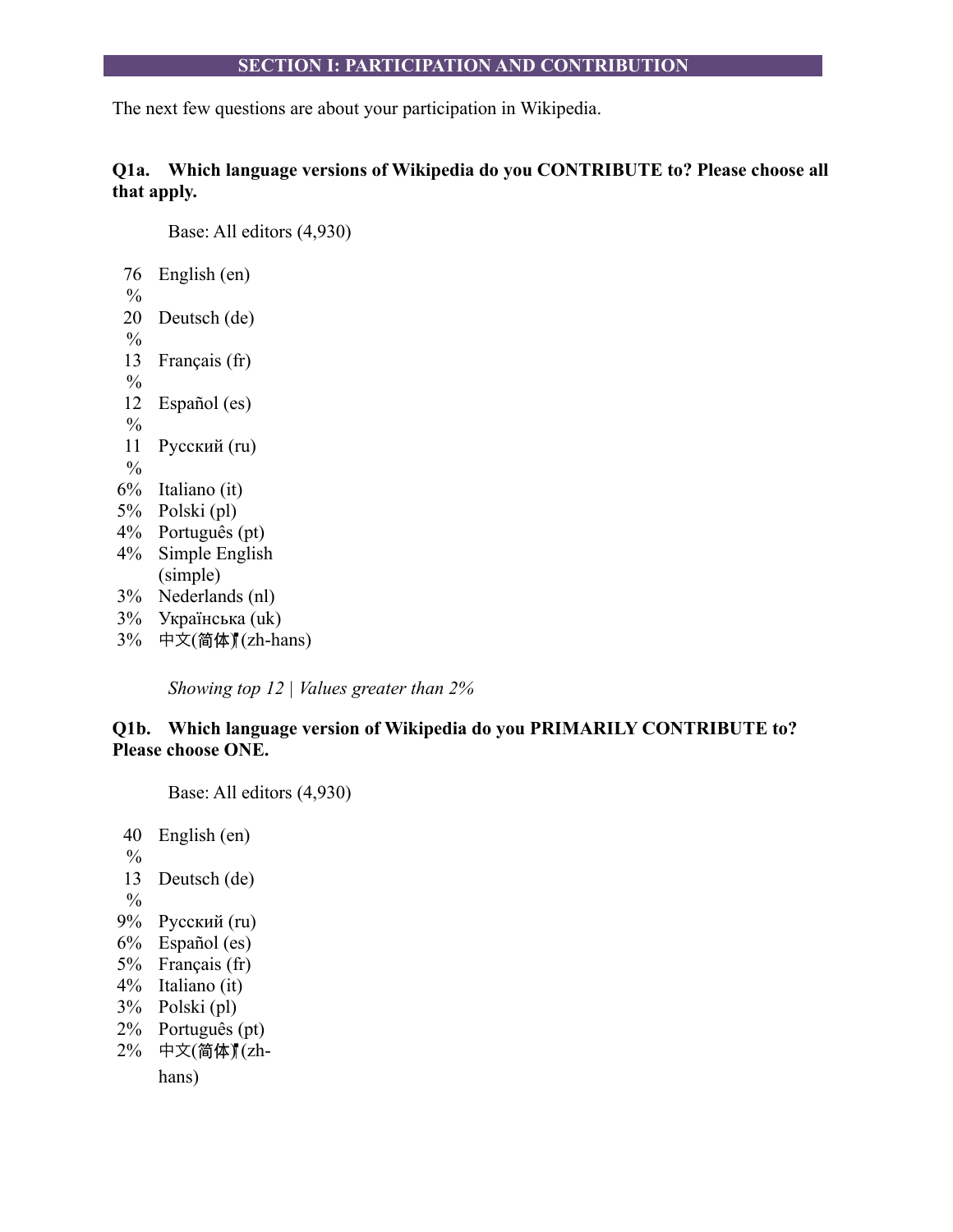## SECTION I: PARTICIPATION AND CONTRIBUTION

The next few questions are about your participation in Wikipedia.

**Q1a. Which language versions of Wikipedia do you CONTRIBUTE to? Please choose all that apply.**

Base: All editors (4,930)

| | |
|---|---|
| 76% | English (en) |
| 20% | Deutsch (de) |
| 13% | Français (fr) |
| 12% | Español (es) |
| 11% | Русский (ru) |
| 6% | Italiano (it) |
| 5% | Polski (pl) |
| 4% | Português (pt) |
| 4% | Simple English (simple) |
| 3% | Nederlands (nl) |
| 3% | Українська (uk) |
| 3% | 中文(简体) (zh-hans) |

*Showing top 12 | Values greater than 2%*

**Q1b. Which language version of Wikipedia do you PRIMARILY CONTRIBUTE to? Please choose ONE.**

Base: All editors (4,930)

| | |
|---|---|
| 40% | English (en) |
| 13% | Deutsch (de) |
| 9% | Русский (ru) |
| 6% | Español (es) |
| 5% | Français (fr) |
| 4% | Italiano (it) |
| 3% | Polski (pl) |
| 2% | Português (pt) |
| 2% | 中文(简体) (zh-hans) |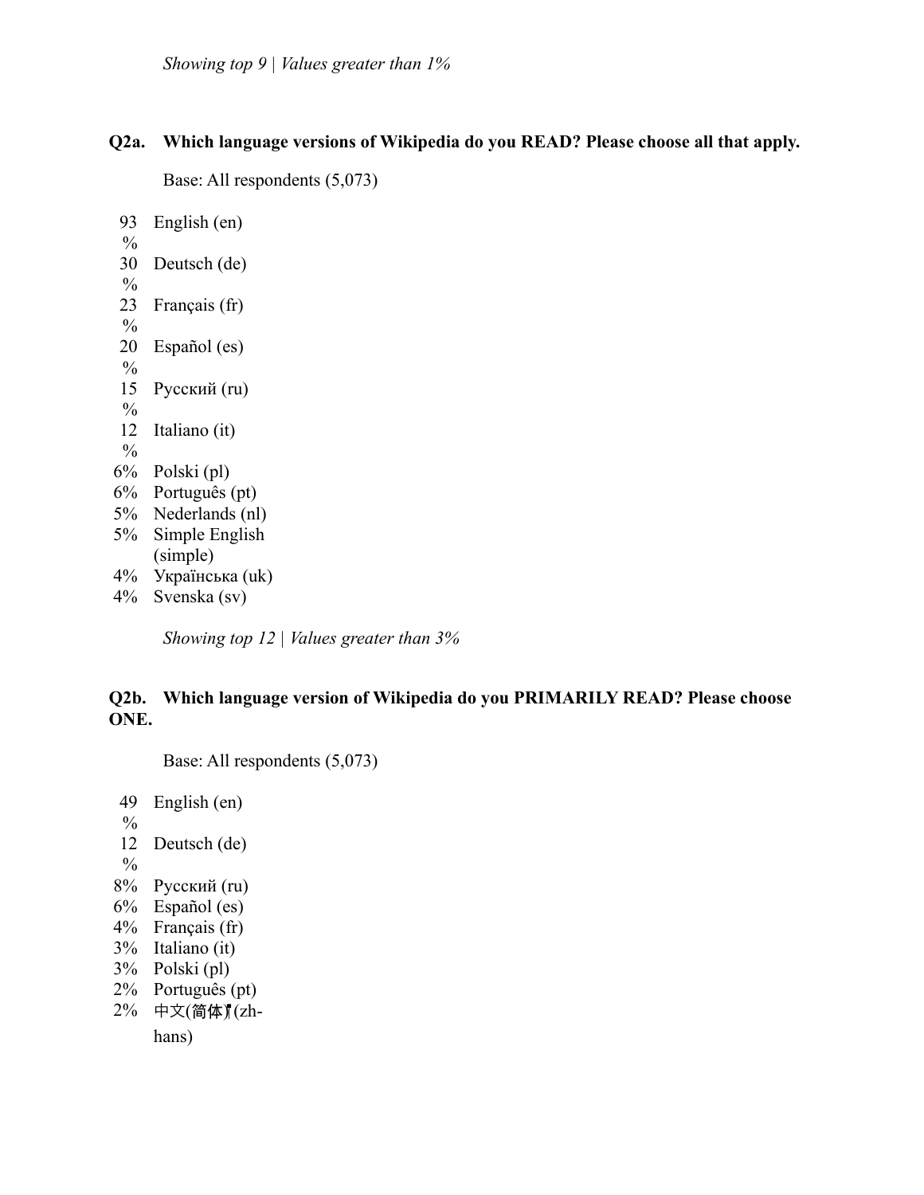*Showing top 9 | Values greater than 1%*

**Q2a. Which language versions of Wikipedia do you READ? Please choose all that apply.**

Base: All respondents (5,073)

| | |
|---|---|
| 93% | English (en) |
| 30% | Deutsch (de) |
| 23% | Français (fr) |
| 20% | Español (es) |
| 15% | Русский (ru) |
| 12% | Italiano (it) |
| 6% | Polski (pl) |
| 6% | Português (pt) |
| 5% | Nederlands (nl) |
| 5% | Simple English (simple) |
| 4% | Українська (uk) |
| 4% | Svenska (sv) |

*Showing top 12 | Values greater than 3%*

**Q2b. Which language version of Wikipedia do you PRIMARILY READ? Please choose ONE.**

Base: All respondents (5,073)

| | |
|---|---|
| 49% | English (en) |
| 12% | Deutsch (de) |
| 8% | Русский (ru) |
| 6% | Español (es) |
| 4% | Français (fr) |
| 3% | Italiano (it) |
| 3% | Polski (pl) |
| 2% | Português (pt) |
| 2% | 中文(简体) (zh-hans) |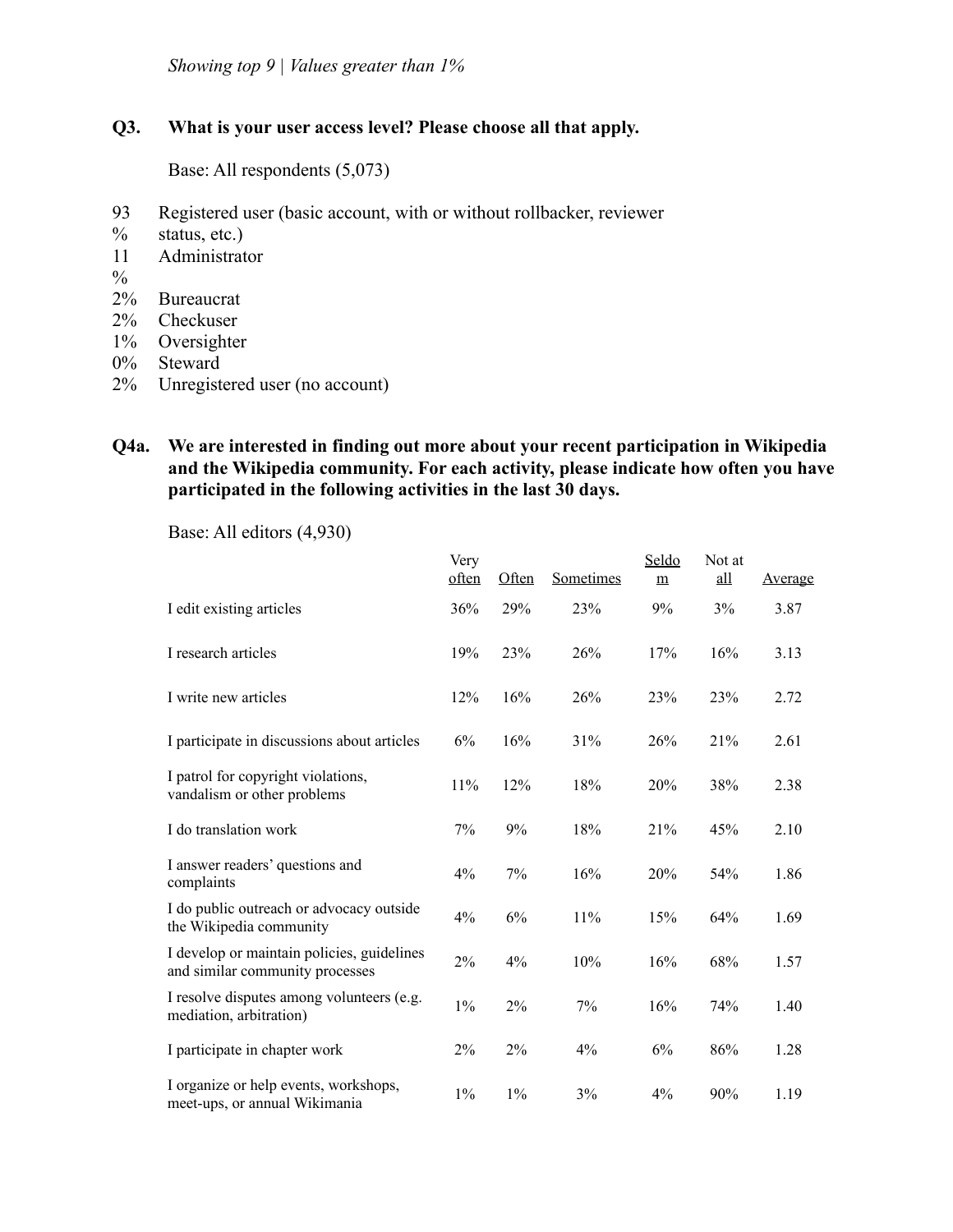*Showing top 9 | Values greater than 1%*

**Q3. What is your user access level? Please choose all that apply.**

Base: All respondents (5,073)

- 93% Registered user (basic account, with or without rollbacker, reviewer status, etc.)
- 11% Administrator
- 2% Bureaucrat
- 2% Checkuser
- 1% Oversighter
- 0% Steward
- 2% Unregistered user (no account)

**Q4a. We are interested in finding out more about your recent participation in Wikipedia and the Wikipedia community. For each activity, please indicate how often you have participated in the following activities in the last 30 days.**

Base: All editors (4,930)

| | Very often | Often | Sometimes | Seldom | Not at all | Average |
|---|---|---|---|---|---|---|
| I edit existing articles | 36% | 29% | 23% | 9% | 3% | 3.87 |
| I research articles | 19% | 23% | 26% | 17% | 16% | 3.13 |
| I write new articles | 12% | 16% | 26% | 23% | 23% | 2.72 |
| I participate in discussions about articles | 6% | 16% | 31% | 26% | 21% | 2.61 |
| I patrol for copyright violations, vandalism or other problems | 11% | 12% | 18% | 20% | 38% | 2.38 |
| I do translation work | 7% | 9% | 18% | 21% | 45% | 2.10 |
| I answer readers' questions and complaints | 4% | 7% | 16% | 20% | 54% | 1.86 |
| I do public outreach or advocacy outside the Wikipedia community | 4% | 6% | 11% | 15% | 64% | 1.69 |
| I develop or maintain policies, guidelines and similar community processes | 2% | 4% | 10% | 16% | 68% | 1.57 |
| I resolve disputes among volunteers (e.g. mediation, arbitration) | 1% | 2% | 7% | 16% | 74% | 1.40 |
| I participate in chapter work | 2% | 2% | 4% | 6% | 86% | 1.28 |
| I organize or help events, workshops, meet-ups, or annual Wikimania | 1% | 1% | 3% | 4% | 90% | 1.19 |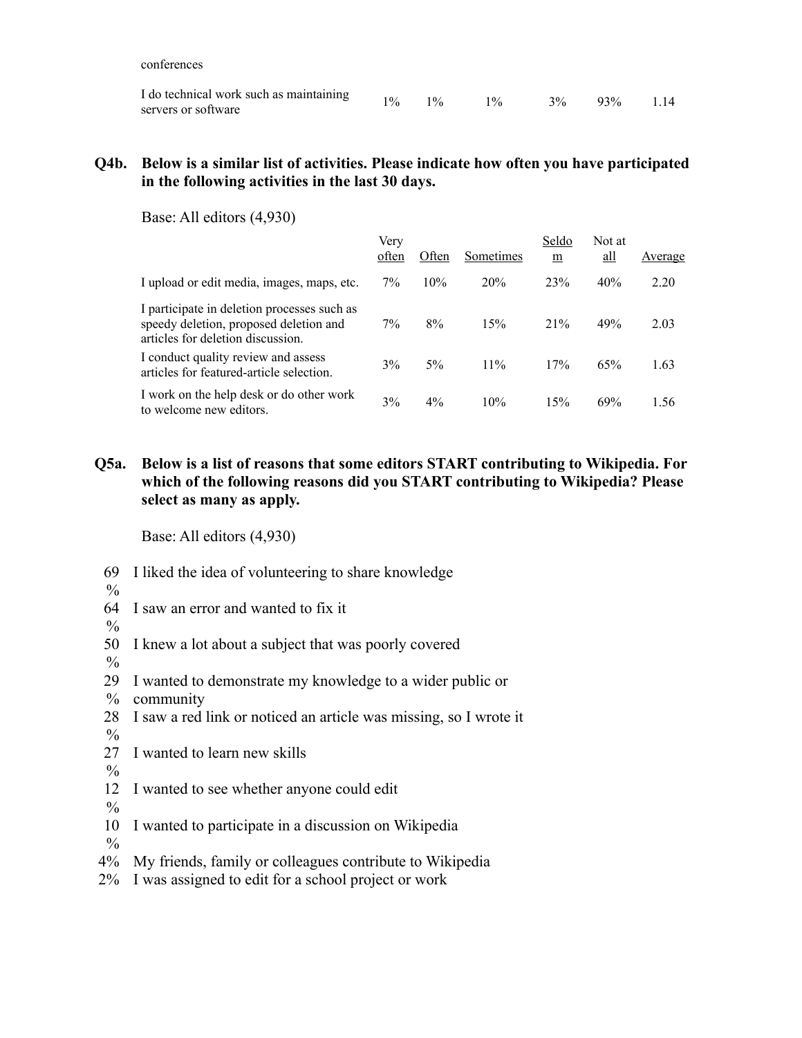| | | | | | | |
|---|---|---|---|---|---|---|
| conferences | | | | | | |
| I do technical work such as maintaining servers or software | 1% | 1% | 1% | 3% | 93% | 1.14 |

**Q4b. Below is a similar list of activities. Please indicate how often you have participated in the following activities in the last 30 days.**

Base: All editors (4,930)

| | Very often | Often | Sometimes | Seldom | Not at all | Average |
|---|---|---|---|---|---|---|
| I upload or edit media, images, maps, etc. | 7% | 10% | 20% | 23% | 40% | 2.20 |
| I participate in deletion processes such as speedy deletion, proposed deletion and articles for deletion discussion. | 7% | 8% | 15% | 21% | 49% | 2.03 |
| I conduct quality review and assess articles for featured-article selection. | 3% | 5% | 11% | 17% | 65% | 1.63 |
| I work on the help desk or do other work to welcome new editors. | 3% | 4% | 10% | 15% | 69% | 1.56 |

**Q5a. Below is a list of reasons that some editors START contributing to Wikipedia. For which of the following reasons did you START contributing to Wikipedia? Please select as many as apply.**

Base: All editors (4,930)

- 69% I liked the idea of volunteering to share knowledge
- 64% I saw an error and wanted to fix it
- 50% I knew a lot about a subject that was poorly covered
- 29% I wanted to demonstrate my knowledge to a wider public or community
- 28% I saw a red link or noticed an article was missing, so I wrote it
- 27% I wanted to learn new skills
- 12% I wanted to see whether anyone could edit
- 10% I wanted to participate in a discussion on Wikipedia
- 4% My friends, family or colleagues contribute to Wikipedia
- 2% I was assigned to edit for a school project or work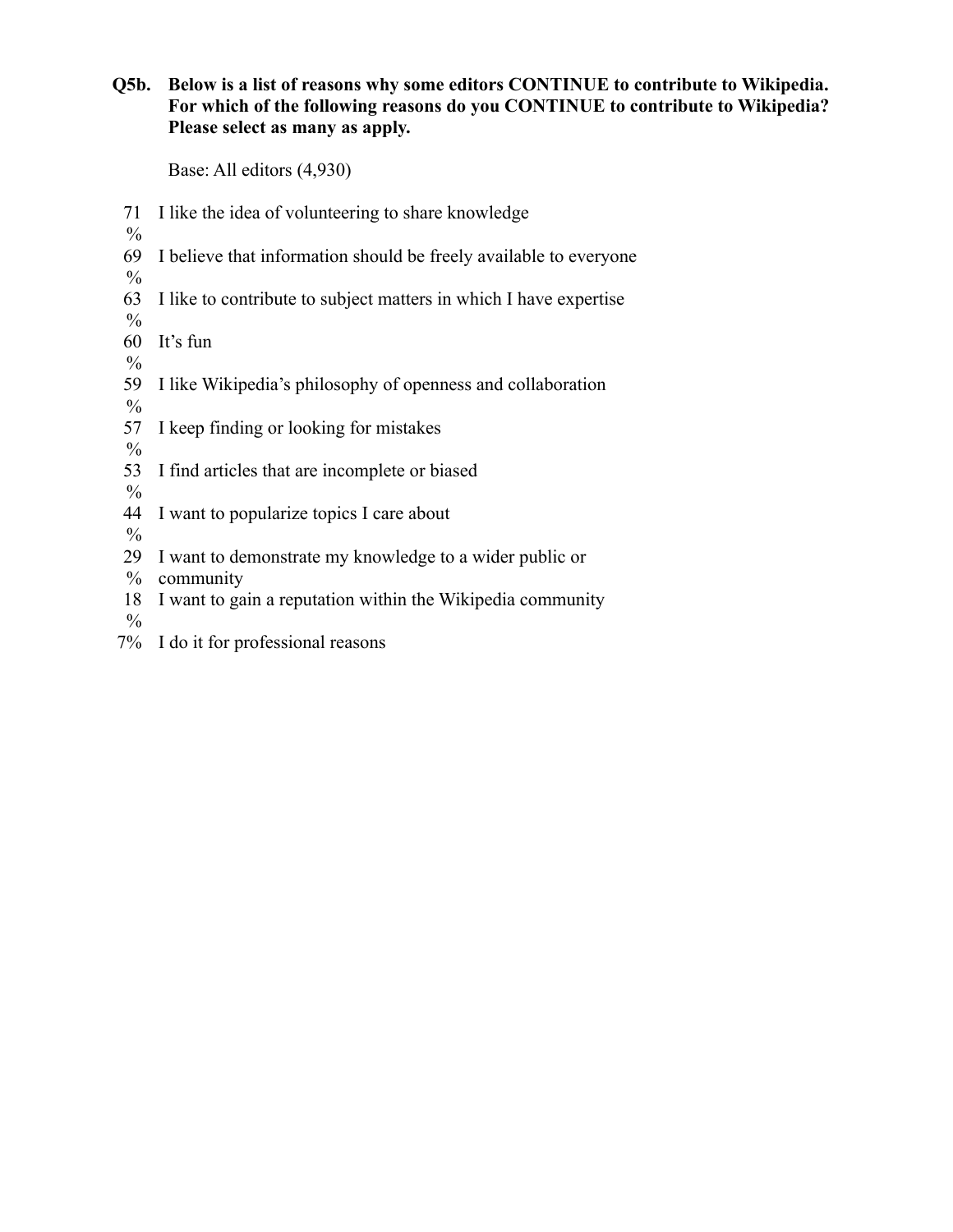**Q5b. Below is a list of reasons why some editors CONTINUE to contribute to Wikipedia. For which of the following reasons do you CONTINUE to contribute to Wikipedia? Please select as many as apply.**

Base: All editors (4,930)

| | |
|---|---|
| 71% | I like the idea of volunteering to share knowledge |
| 69% | I believe that information should be freely available to everyone |
| 63% | I like to contribute to subject matters in which I have expertise |
| 60% | It's fun |
| 59% | I like Wikipedia's philosophy of openness and collaboration |
| 57% | I keep finding or looking for mistakes |
| 53% | I find articles that are incomplete or biased |
| 44% | I want to popularize topics I care about |
| 29% | I want to demonstrate my knowledge to a wider public or community |
| 18% | I want to gain a reputation within the Wikipedia community |
| 7% | I do it for professional reasons |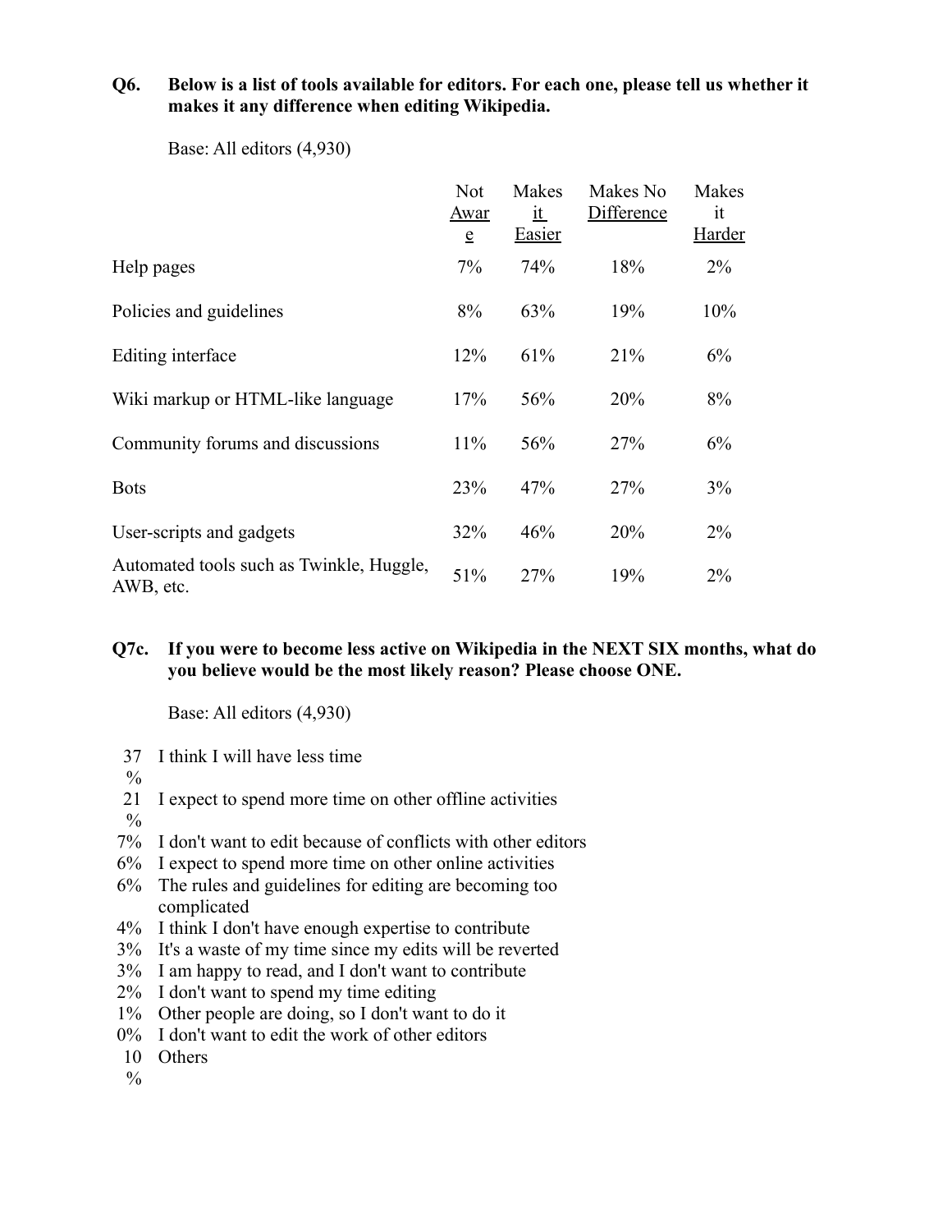**Q6. Below is a list of tools available for editors. For each one, please tell us whether it makes it any difference when editing Wikipedia.**

Base: All editors (4,930)

| | Not Aware | Makes it Easier | Makes No Difference | Makes it Harder |
|---|---|---|---|---|
| Help pages | 7% | 74% | 18% | 2% |
| Policies and guidelines | 8% | 63% | 19% | 10% |
| Editing interface | 12% | 61% | 21% | 6% |
| Wiki markup or HTML-like language | 17% | 56% | 20% | 8% |
| Community forums and discussions | 11% | 56% | 27% | 6% |
| Bots | 23% | 47% | 27% | 3% |
| User-scripts and gadgets | 32% | 46% | 20% | 2% |
| Automated tools such as Twinkle, Huggle, AWB, etc. | 51% | 27% | 19% | 2% |

**Q7c. If you were to become less active on Wikipedia in the NEXT SIX months, what do you believe would be the most likely reason? Please choose ONE.**

Base: All editors (4,930)

- 37% I think I will have less time
- 21% I expect to spend more time on other offline activities
- 7% I don't want to edit because of conflicts with other editors
- 6% I expect to spend more time on other online activities
- 6% The rules and guidelines for editing are becoming too complicated
- 4% I think I don't have enough expertise to contribute
- 3% It's a waste of my time since my edits will be reverted
- 3% I am happy to read, and I don't want to contribute
- 2% I don't want to spend my time editing
- 1% Other people are doing, so I don't want to do it
- 0% I don't want to edit the work of other editors
- 10% Others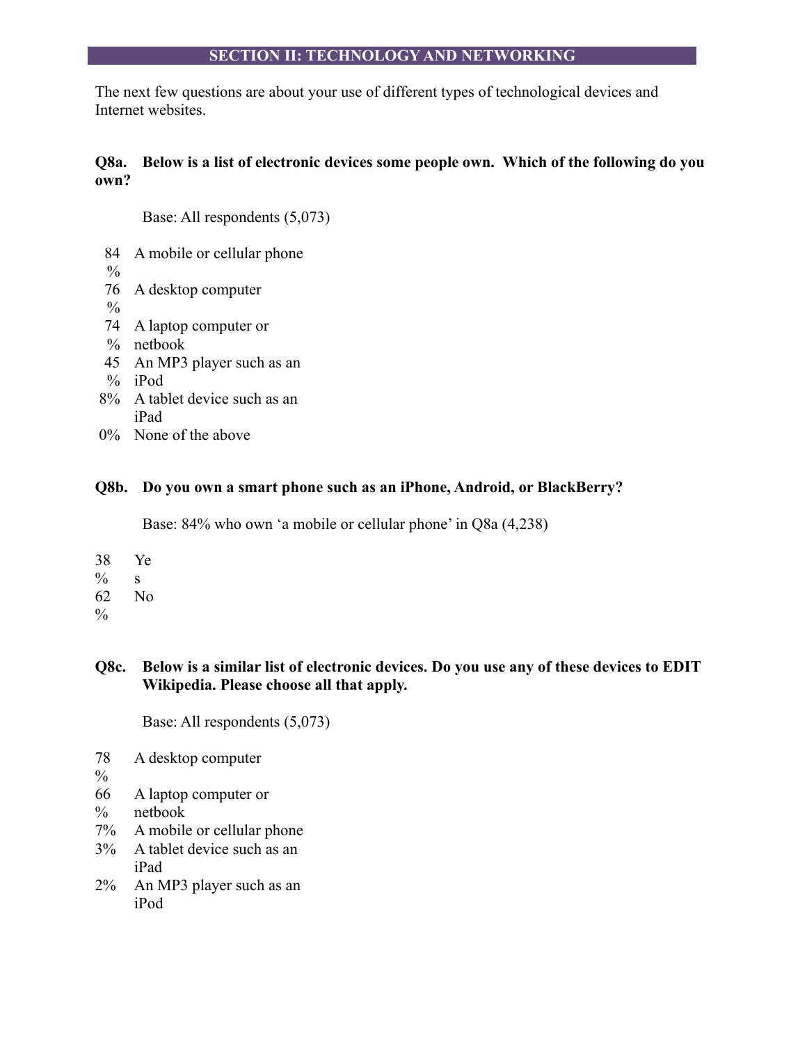## SECTION II: TECHNOLOGY AND NETWORKING

The next few questions are about your use of different types of technological devices and Internet websites.

**Q8a. Below is a list of electronic devices some people own. Which of the following do you own?**

Base: All respondents (5,073)

| | |
|---|---|
| 84% | A mobile or cellular phone |
| 76% | A desktop computer |
| 74% | A laptop computer or netbook |
| 45% | An MP3 player such as an iPod |
| 8% | A tablet device such as an iPad |
| 0% | None of the above |

**Q8b. Do you own a smart phone such as an iPhone, Android, or BlackBerry?**

Base: 84% who own 'a mobile or cellular phone' in Q8a (4,238)

| | |
|---|---|
| 38% | Yes |
| 62% | No |

**Q8c. Below is a similar list of electronic devices. Do you use any of these devices to EDIT Wikipedia. Please choose all that apply.**

Base: All respondents (5,073)

| | |
|---|---|
| 78% | A desktop computer |
| 66% | A laptop computer or netbook |
| 7% | A mobile or cellular phone |
| 3% | A tablet device such as an iPad |
| 2% | An MP3 player such as an iPod |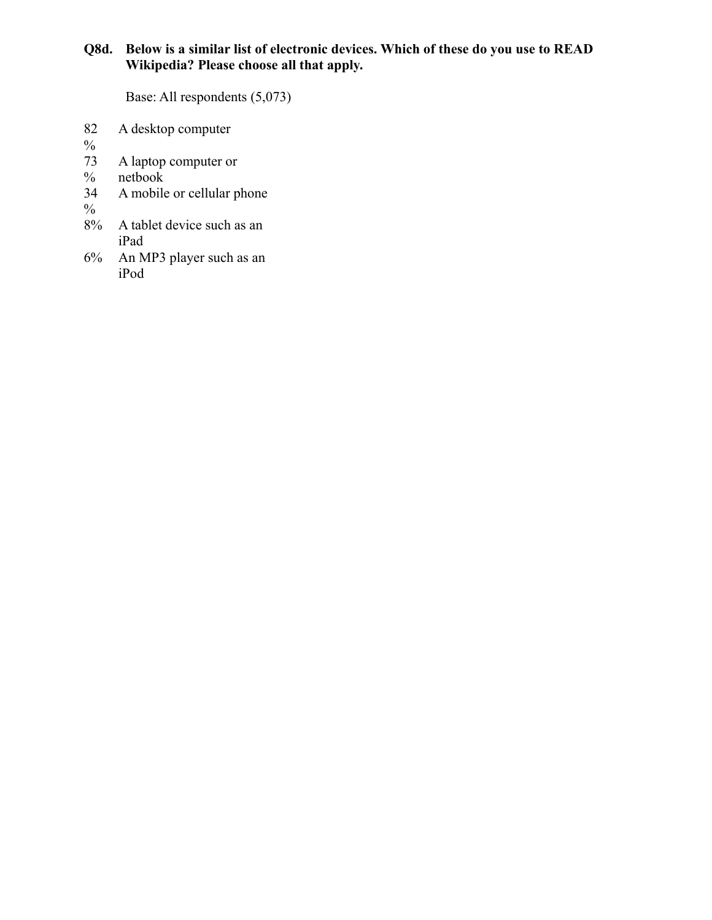**Q8d. Below is a similar list of electronic devices. Which of these do you use to READ Wikipedia? Please choose all that apply.**

Base: All respondents (5,073)

| | |
|---|---|
| 82% | A desktop computer |
| 73% | A laptop computer or netbook |
| 34% | A mobile or cellular phone |
| 8% | A tablet device such as an iPad |
| 6% | An MP3 player such as an iPod |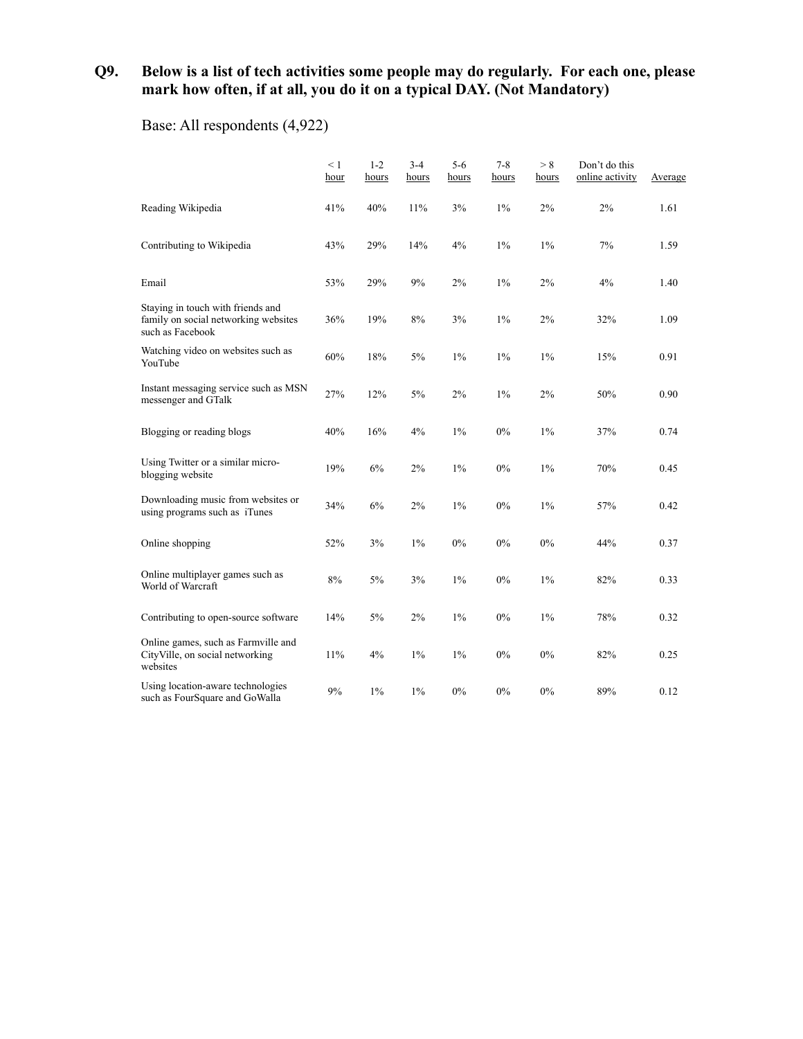**Q9. Below is a list of tech activities some people may do regularly. For each one, please mark how often, if at all, you do it on a typical DAY. (Not Mandatory)**

Base: All respondents (4,922)

| | < 1 hour | 1-2 hours | 3-4 hours | 5-6 hours | 7-8 hours | > 8 hours | Don't do this online activity | Average |
|---|---|---|---|---|---|---|---|---|
| Reading Wikipedia | 41% | 40% | 11% | 3% | 1% | 2% | 2% | 1.61 |
| Contributing to Wikipedia | 43% | 29% | 14% | 4% | 1% | 1% | 7% | 1.59 |
| Email | 53% | 29% | 9% | 2% | 1% | 2% | 4% | 1.40 |
| Staying in touch with friends and family on social networking websites such as Facebook | 36% | 19% | 8% | 3% | 1% | 2% | 32% | 1.09 |
| Watching video on websites such as YouTube | 60% | 18% | 5% | 1% | 1% | 1% | 15% | 0.91 |
| Instant messaging service such as MSN messenger and GTalk | 27% | 12% | 5% | 2% | 1% | 2% | 50% | 0.90 |
| Blogging or reading blogs | 40% | 16% | 4% | 1% | 0% | 1% | 37% | 0.74 |
| Using Twitter or a similar micro-blogging website | 19% | 6% | 2% | 1% | 0% | 1% | 70% | 0.45 |
| Downloading music from websites or using programs such as iTunes | 34% | 6% | 2% | 1% | 0% | 1% | 57% | 0.42 |
| Online shopping | 52% | 3% | 1% | 0% | 0% | 0% | 44% | 0.37 |
| Online multiplayer games such as World of Warcraft | 8% | 5% | 3% | 1% | 0% | 1% | 82% | 0.33 |
| Contributing to open-source software | 14% | 5% | 2% | 1% | 0% | 1% | 78% | 0.32 |
| Online games, such as Farmville and CityVille, on social networking websites | 11% | 4% | 1% | 1% | 0% | 0% | 82% | 0.25 |
| Using location-aware technologies such as FourSquare and GoWalla | 9% | 1% | 1% | 0% | 0% | 0% | 89% | 0.12 |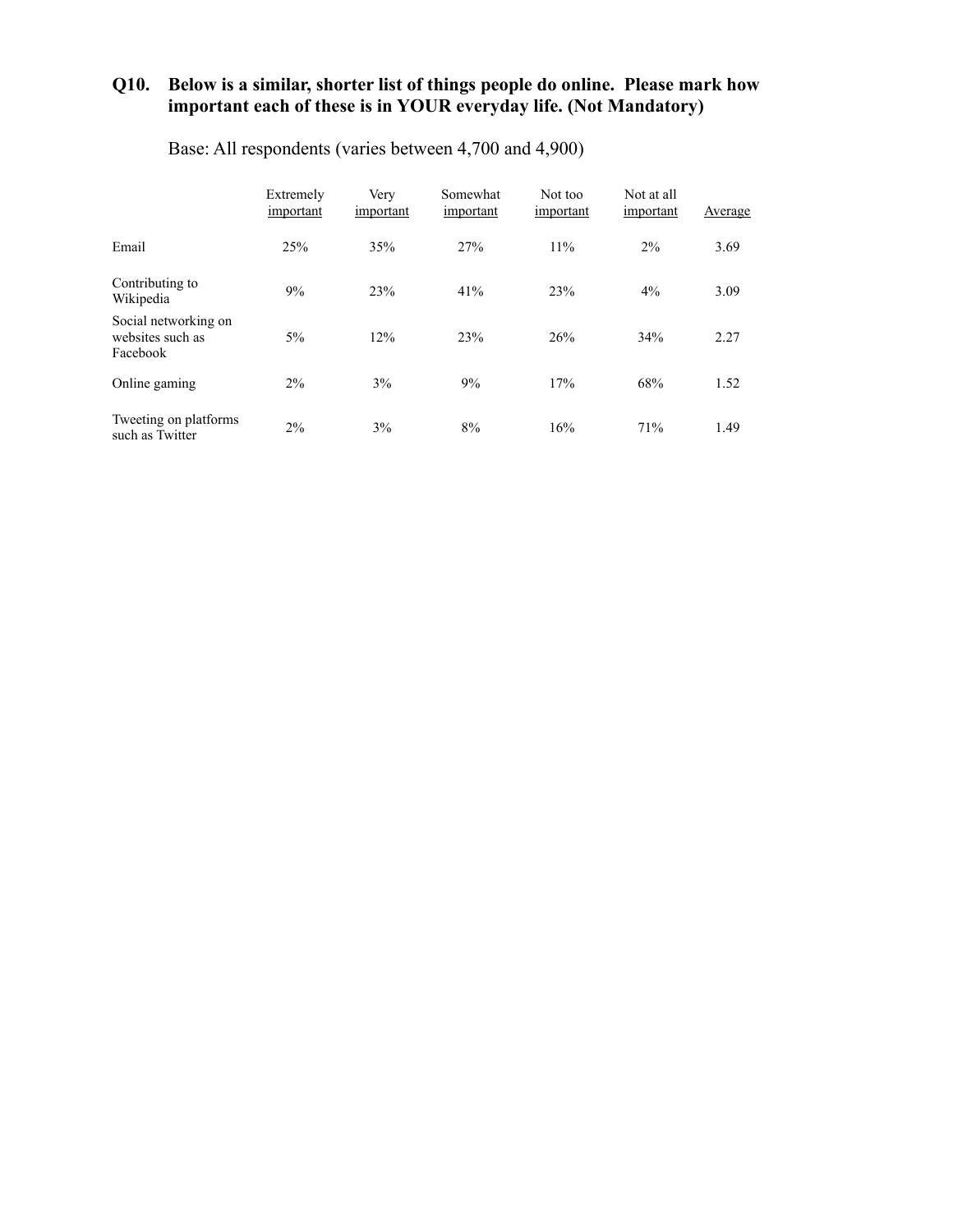**Q10. Below is a similar, shorter list of things people do online. Please mark how important each of these is in YOUR everyday life. (Not Mandatory)**

Base: All respondents (varies between 4,700 and 4,900)

| | Extremely important | Very important | Somewhat important | Not too important | Not at all important | Average |
|---|---|---|---|---|---|---|
| Email | 25% | 35% | 27% | 11% | 2% | 3.69 |
| Contributing to Wikipedia | 9% | 23% | 41% | 23% | 4% | 3.09 |
| Social networking on websites such as Facebook | 5% | 12% | 23% | 26% | 34% | 2.27 |
| Online gaming | 2% | 3% | 9% | 17% | 68% | 1.52 |
| Tweeting on platforms such as Twitter | 2% | 3% | 8% | 16% | 71% | 1.49 |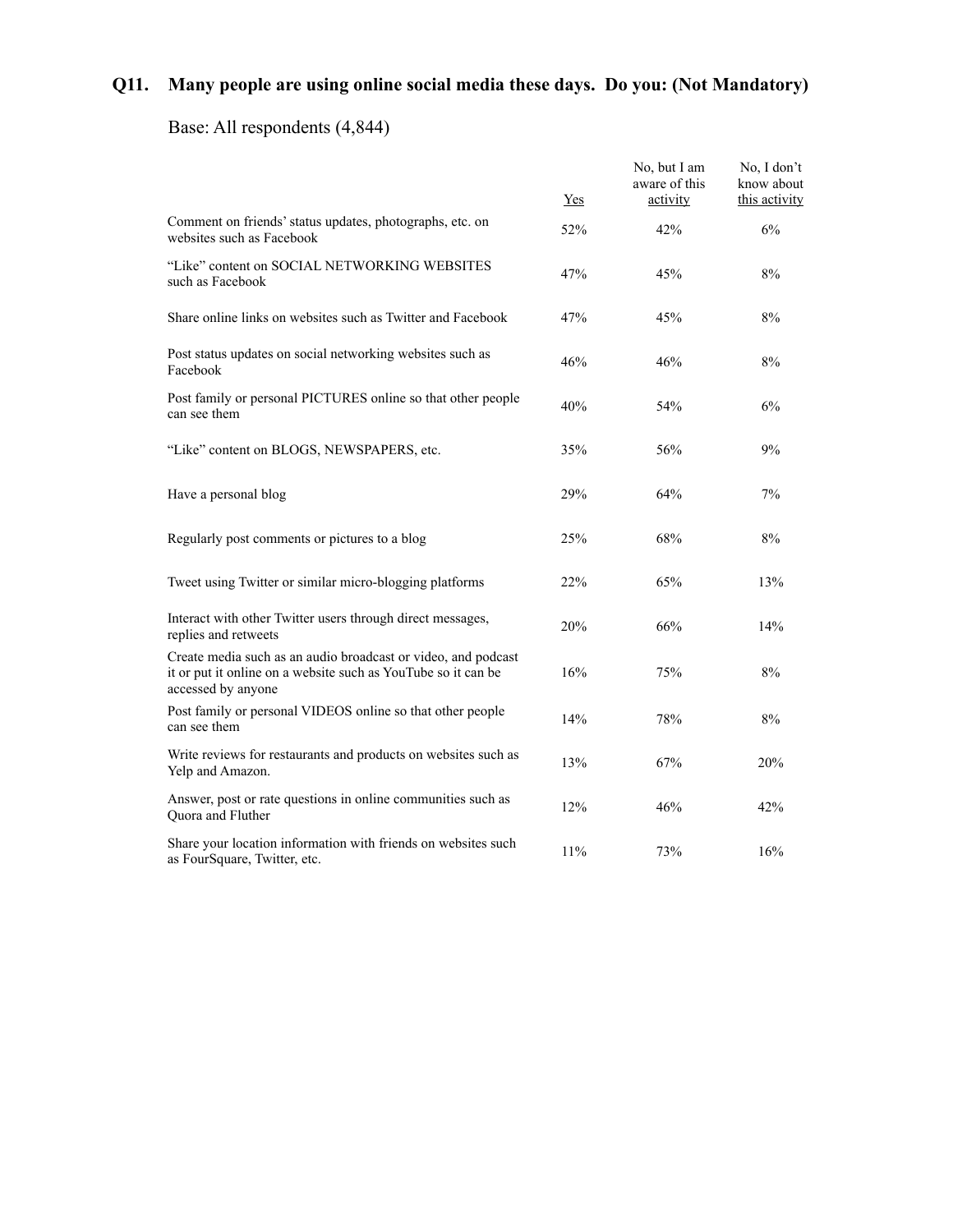## Q11. Many people are using online social media these days. Do you: (Not Mandatory)

Base: All respondents (4,844)

| | Yes | No, but I am aware of this activity | No, I don't know about this activity |
|---|---|---|---|
| Comment on friends' status updates, photographs, etc. on websites such as Facebook | 52% | 42% | 6% |
| "Like" content on SOCIAL NETWORKING WEBSITES such as Facebook | 47% | 45% | 8% |
| Share online links on websites such as Twitter and Facebook | 47% | 45% | 8% |
| Post status updates on social networking websites such as Facebook | 46% | 46% | 8% |
| Post family or personal PICTURES online so that other people can see them | 40% | 54% | 6% |
| "Like" content on BLOGS, NEWSPAPERS, etc. | 35% | 56% | 9% |
| Have a personal blog | 29% | 64% | 7% |
| Regularly post comments or pictures to a blog | 25% | 68% | 8% |
| Tweet using Twitter or similar micro-blogging platforms | 22% | 65% | 13% |
| Interact with other Twitter users through direct messages, replies and retweets | 20% | 66% | 14% |
| Create media such as an audio broadcast or video, and podcast it or put it online on a website such as YouTube so it can be accessed by anyone | 16% | 75% | 8% |
| Post family or personal VIDEOS online so that other people can see them | 14% | 78% | 8% |
| Write reviews for restaurants and products on websites such as Yelp and Amazon. | 13% | 67% | 20% |
| Answer, post or rate questions in online communities such as Quora and Fluther | 12% | 46% | 42% |
| Share your location information with friends on websites such as FourSquare, Twitter, etc. | 11% | 73% | 16% |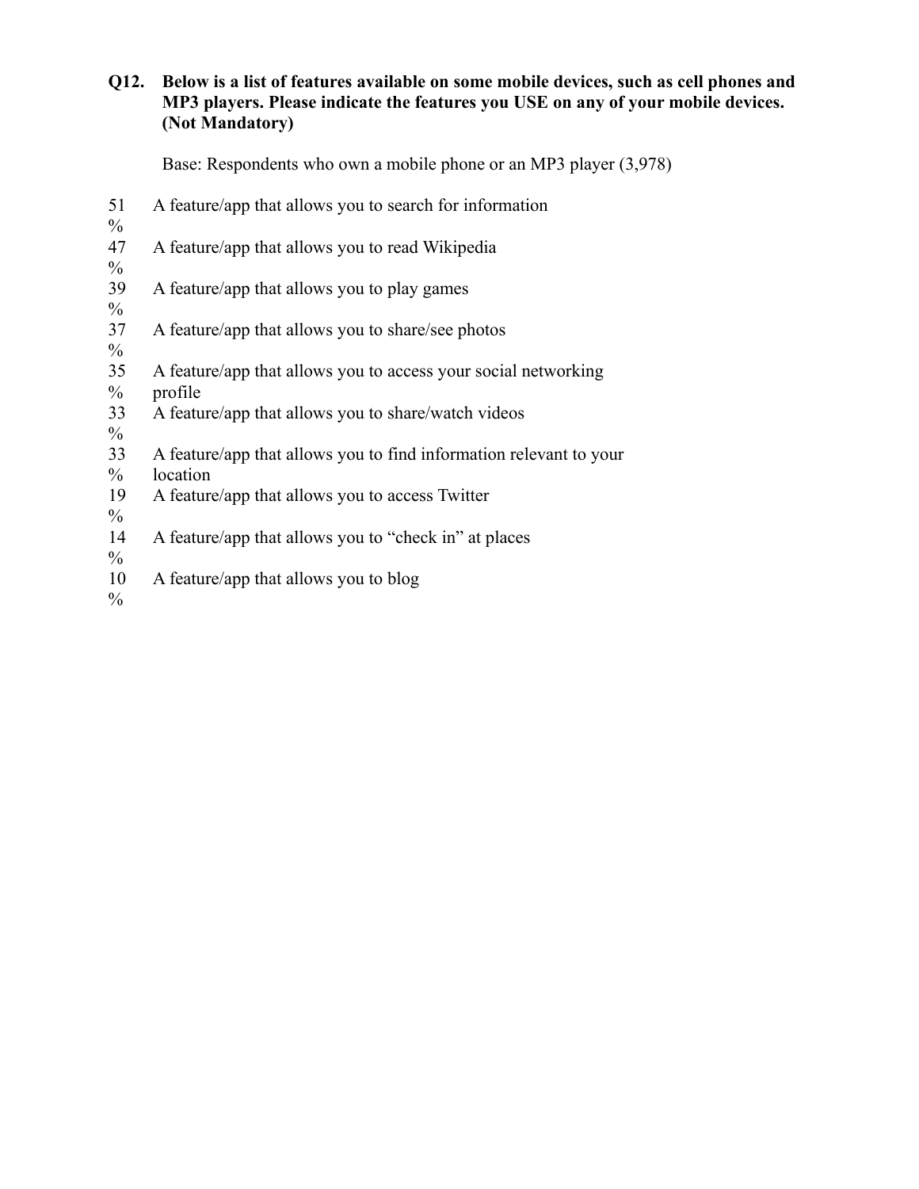**Q12. Below is a list of features available on some mobile devices, such as cell phones and MP3 players. Please indicate the features you USE on any of your mobile devices. (Not Mandatory)**

Base: Respondents who own a mobile phone or an MP3 player (3,978)

| | |
|---|---|
| 51% | A feature/app that allows you to search for information |
| 47% | A feature/app that allows you to read Wikipedia |
| 39% | A feature/app that allows you to play games |
| 37% | A feature/app that allows you to share/see photos |
| 35% | A feature/app that allows you to access your social networking profile |
| 33% | A feature/app that allows you to share/watch videos |
| 33% | A feature/app that allows you to find information relevant to your location |
| 19% | A feature/app that allows you to access Twitter |
| 14% | A feature/app that allows you to "check in" at places |
| 10% | A feature/app that allows you to blog |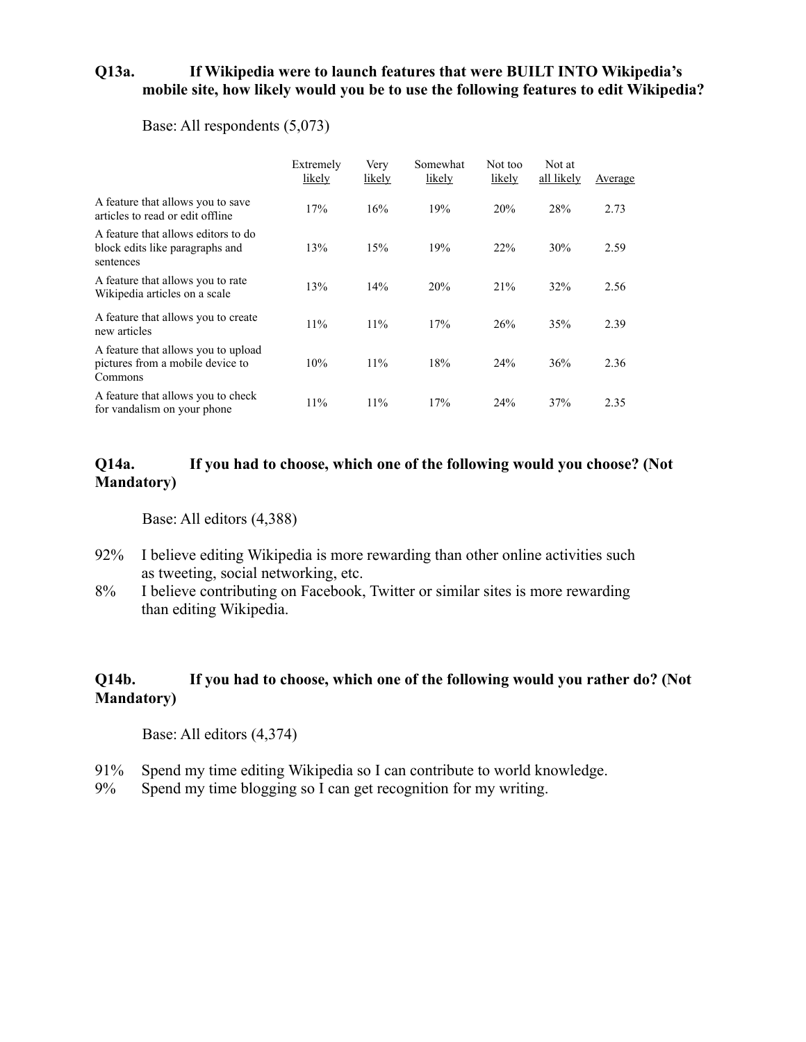**Q13a. If Wikipedia were to launch features that were BUILT INTO Wikipedia's mobile site, how likely would you be to use the following features to edit Wikipedia?**

Base: All respondents (5,073)

| | Extremely likely | Very likely | Somewhat likely | Not too likely | Not at all likely | Average |
|---|---|---|---|---|---|---|
| A feature that allows you to save articles to read or edit offline | 17% | 16% | 19% | 20% | 28% | 2.73 |
| A feature that allows editors to do block edits like paragraphs and sentences | 13% | 15% | 19% | 22% | 30% | 2.59 |
| A feature that allows you to rate Wikipedia articles on a scale | 13% | 14% | 20% | 21% | 32% | 2.56 |
| A feature that allows you to create new articles | 11% | 11% | 17% | 26% | 35% | 2.39 |
| A feature that allows you to upload pictures from a mobile device to Commons | 10% | 11% | 18% | 24% | 36% | 2.36 |
| A feature that allows you to check for vandalism on your phone | 11% | 11% | 17% | 24% | 37% | 2.35 |

**Q14a. If you had to choose, which one of the following would you choose? (Not Mandatory)**

Base: All editors (4,388)

- 92% I believe editing Wikipedia is more rewarding than other online activities such as tweeting, social networking, etc.
- 8% I believe contributing on Facebook, Twitter or similar sites is more rewarding than editing Wikipedia.

**Q14b. If you had to choose, which one of the following would you rather do? (Not Mandatory)**

Base: All editors (4,374)

- 91% Spend my time editing Wikipedia so I can contribute to world knowledge.
- 9% Spend my time blogging so I can get recognition for my writing.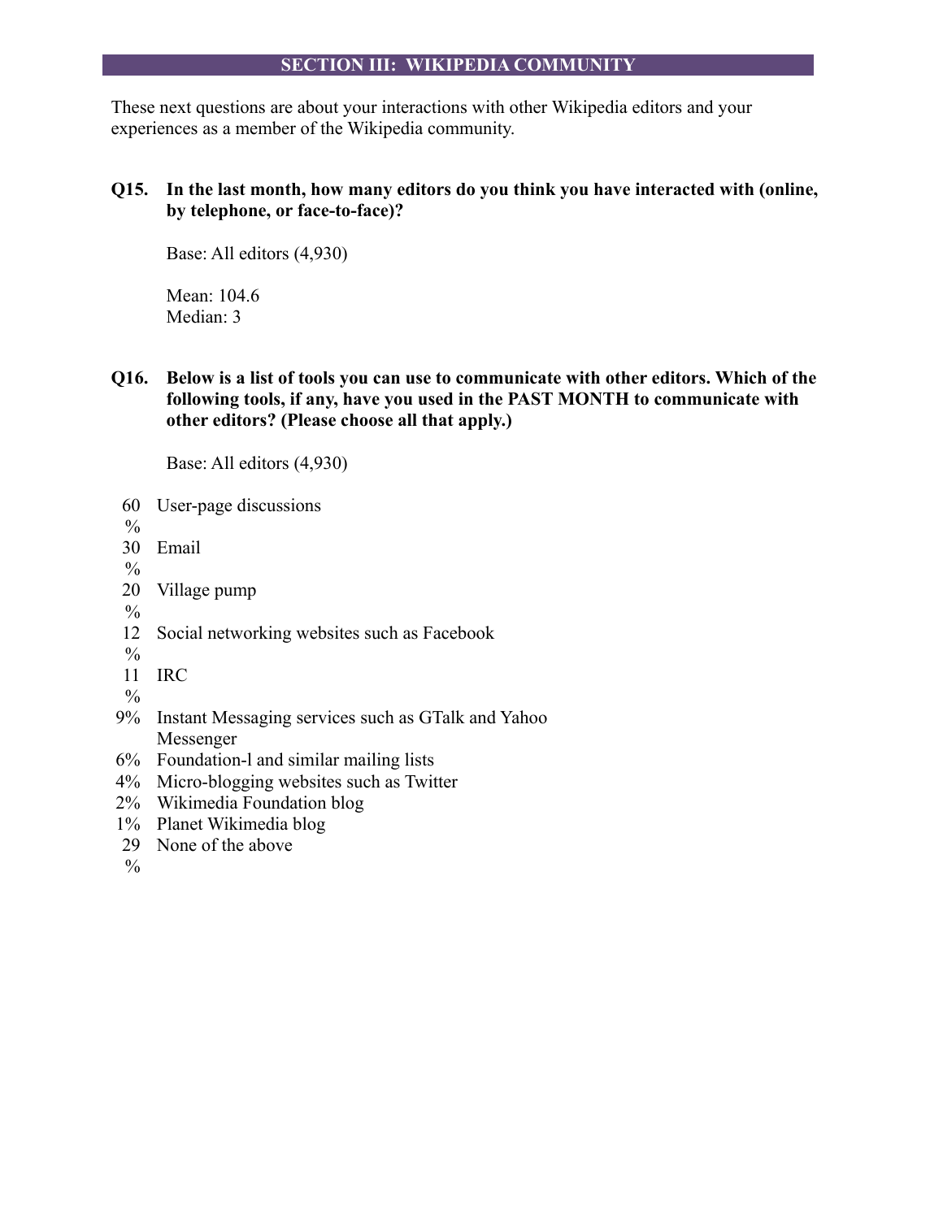## SECTION III: WIKIPEDIA COMMUNITY

These next questions are about your interactions with other Wikipedia editors and your experiences as a member of the Wikipedia community.

**Q15. In the last month, how many editors do you think you have interacted with (online, by telephone, or face-to-face)?**

Base: All editors (4,930)

Mean: 104.6
Median: 3

**Q16. Below is a list of tools you can use to communicate with other editors. Which of the following tools, if any, have you used in the PAST MONTH to communicate with other editors? (Please choose all that apply.)**

Base: All editors (4,930)

| | |
|---|---|
| 60% | User-page discussions |
| 30% | Email |
| 20% | Village pump |
| 12% | Social networking websites such as Facebook |
| 11% | IRC |
| 9% | Instant Messaging services such as GTalk and Yahoo Messenger |
| 6% | Foundation-l and similar mailing lists |
| 4% | Micro-blogging websites such as Twitter |
| 2% | Wikimedia Foundation blog |
| 1% | Planet Wikimedia blog |
| 29% | None of the above |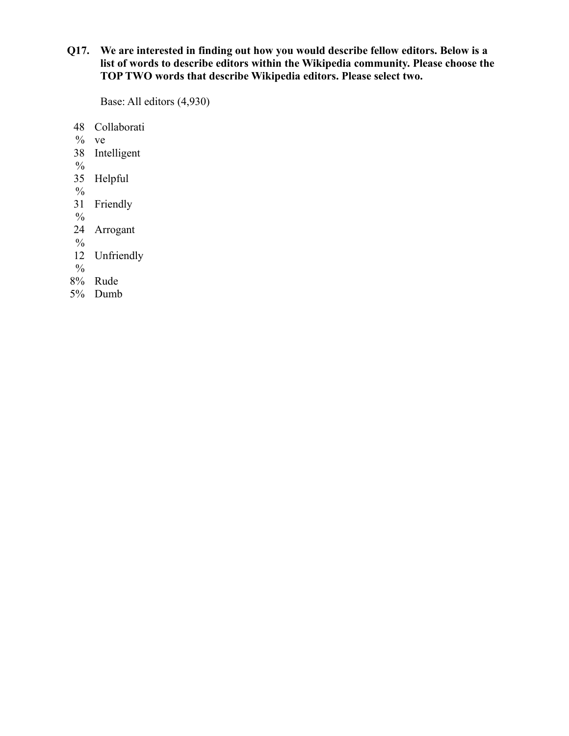**Q17. We are interested in finding out how you would describe fellow editors. Below is a list of words to describe editors within the Wikipedia community. Please choose the TOP TWO words that describe Wikipedia editors. Please select two.**

Base: All editors (4,930)

| | |
|---|---|
| 48% | Collaborative |
| 38% | Intelligent |
| 35% | Helpful |
| 31% | Friendly |
| 24% | Arrogant |
| 12% | Unfriendly |
| 8% | Rude |
| 5% | Dumb |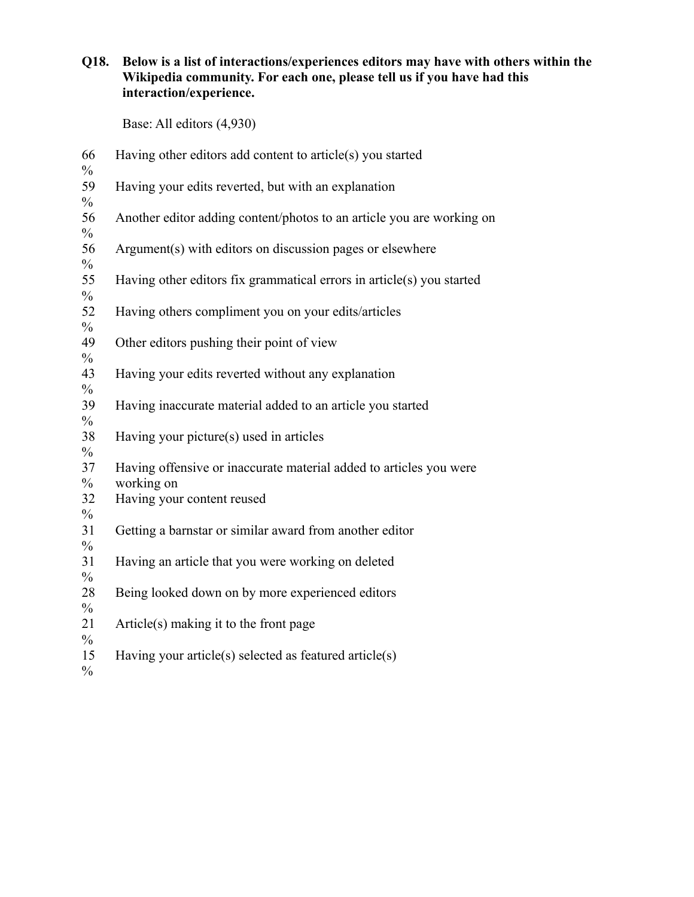**Q18. Below is a list of interactions/experiences editors may have with others within the Wikipedia community. For each one, please tell us if you have had this interaction/experience.**

Base: All editors (4,930)

| % | Interaction/experience |
|---|---|
| 66% | Having other editors add content to article(s) you started |
| 59% | Having your edits reverted, but with an explanation |
| 56% | Another editor adding content/photos to an article you are working on |
| 56% | Argument(s) with editors on discussion pages or elsewhere |
| 55% | Having other editors fix grammatical errors in article(s) you started |
| 52% | Having others compliment you on your edits/articles |
| 49% | Other editors pushing their point of view |
| 43% | Having your edits reverted without any explanation |
| 39% | Having inaccurate material added to an article you started |
| 38% | Having your picture(s) used in articles |
| 37% | Having offensive or inaccurate material added to articles you were working on |
| 32% | Having your content reused |
| 31% | Getting a barnstar or similar award from another editor |
| 31% | Having an article that you were working on deleted |
| 28% | Being looked down on by more experienced editors |
| 21% | Article(s) making it to the front page |
| 15% | Having your article(s) selected as featured article(s) |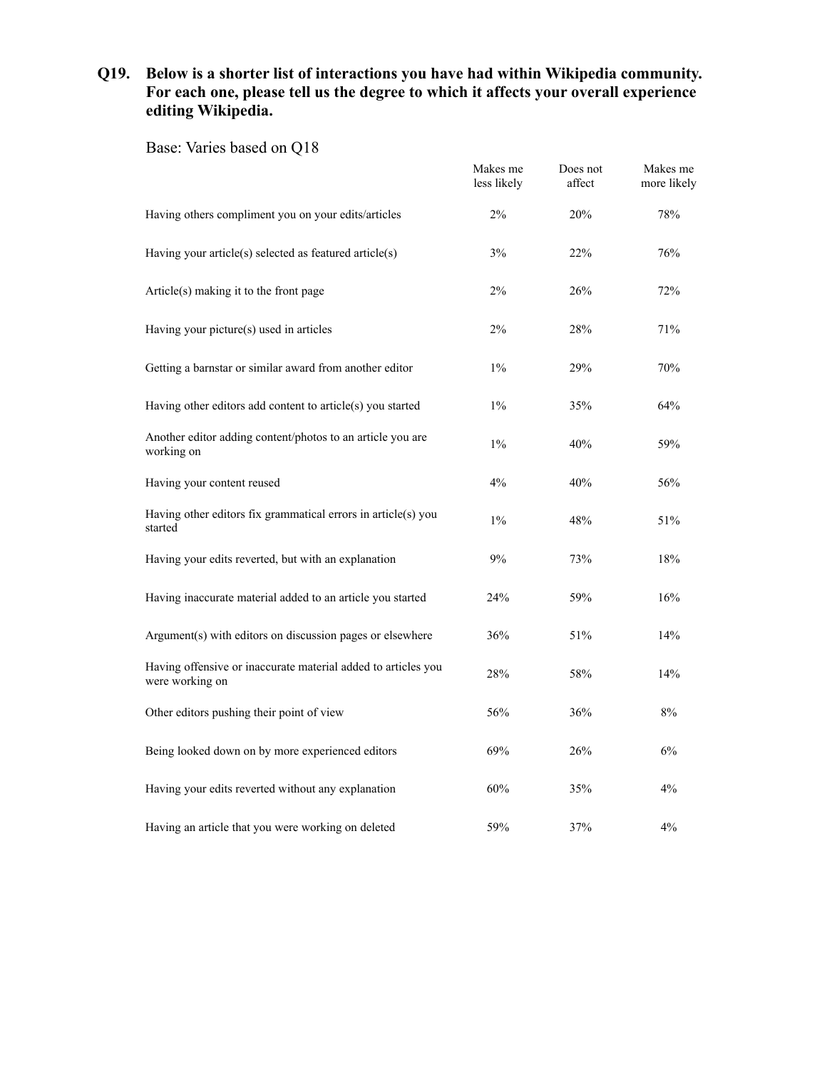**Q19. Below is a shorter list of interactions you have had within Wikipedia community. For each one, please tell us the degree to which it affects your overall experience editing Wikipedia.**

Base: Varies based on Q18

| | Makes me less likely | Does not affect | Makes me more likely |
|---|---|---|---|
| Having others compliment you on your edits/articles | 2% | 20% | 78% |
| Having your article(s) selected as featured article(s) | 3% | 22% | 76% |
| Article(s) making it to the front page | 2% | 26% | 72% |
| Having your picture(s) used in articles | 2% | 28% | 71% |
| Getting a barnstar or similar award from another editor | 1% | 29% | 70% |
| Having other editors add content to article(s) you started | 1% | 35% | 64% |
| Another editor adding content/photos to an article you are working on | 1% | 40% | 59% |
| Having your content reused | 4% | 40% | 56% |
| Having other editors fix grammatical errors in article(s) you started | 1% | 48% | 51% |
| Having your edits reverted, but with an explanation | 9% | 73% | 18% |
| Having inaccurate material added to an article you started | 24% | 59% | 16% |
| Argument(s) with editors on discussion pages or elsewhere | 36% | 51% | 14% |
| Having offensive or inaccurate material added to articles you were working on | 28% | 58% | 14% |
| Other editors pushing their point of view | 56% | 36% | 8% |
| Being looked down on by more experienced editors | 69% | 26% | 6% |
| Having your edits reverted without any explanation | 60% | 35% | 4% |
| Having an article that you were working on deleted | 59% | 37% | 4% |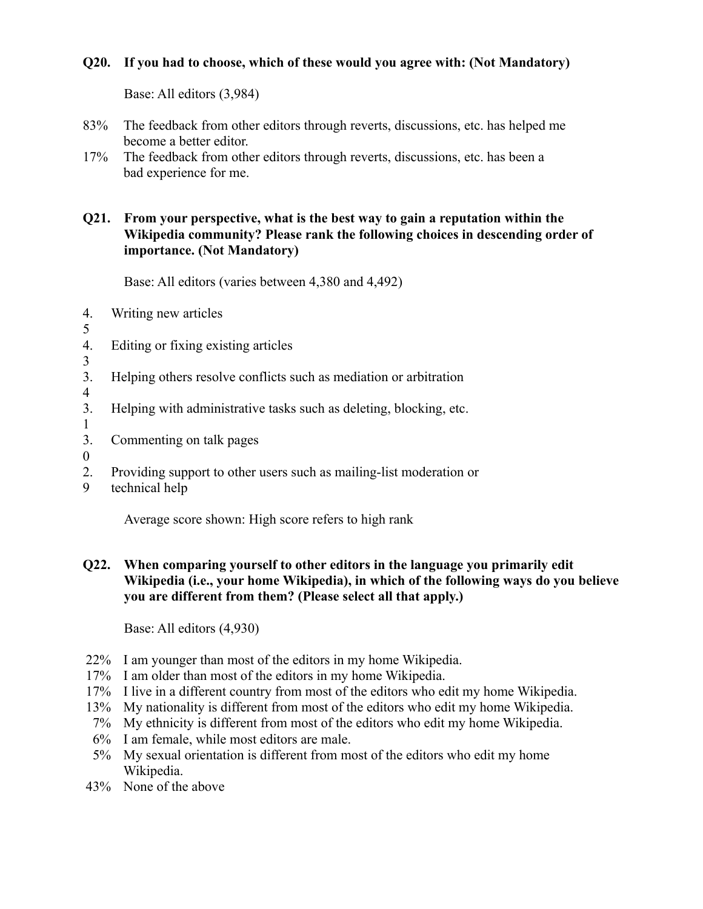**Q20. If you had to choose, which of these would you agree with: (Not Mandatory)**

Base: All editors (3,984)

- 83% The feedback from other editors through reverts, discussions, etc. has helped me become a better editor.
- 17% The feedback from other editors through reverts, discussions, etc. has been a bad experience for me.

**Q21. From your perspective, what is the best way to gain a reputation within the Wikipedia community? Please rank the following choices in descending order of importance. (Not Mandatory)**

Base: All editors (varies between 4,380 and 4,492)

- 4.5 Writing new articles
- 4.3 Editing or fixing existing articles
- 3.4 Helping others resolve conflicts such as mediation or arbitration
- 3.1 Helping with administrative tasks such as deleting, blocking, etc.
- 3.0 Commenting on talk pages
- 2.9 Providing support to other users such as mailing-list moderation or technical help

Average score shown: High score refers to high rank

**Q22. When comparing yourself to other editors in the language you primarily edit Wikipedia (i.e., your home Wikipedia), in which of the following ways do you believe you are different from them? (Please select all that apply.)**

Base: All editors (4,930)

- 22% I am younger than most of the editors in my home Wikipedia.
- 17% I am older than most of the editors in my home Wikipedia.
- 17% I live in a different country from most of the editors who edit my home Wikipedia.
- 13% My nationality is different from most of the editors who edit my home Wikipedia.
- 7% My ethnicity is different from most of the editors who edit my home Wikipedia.
- 6% I am female, while most editors are male.
- 5% My sexual orientation is different from most of the editors who edit my home Wikipedia.
- 43% None of the above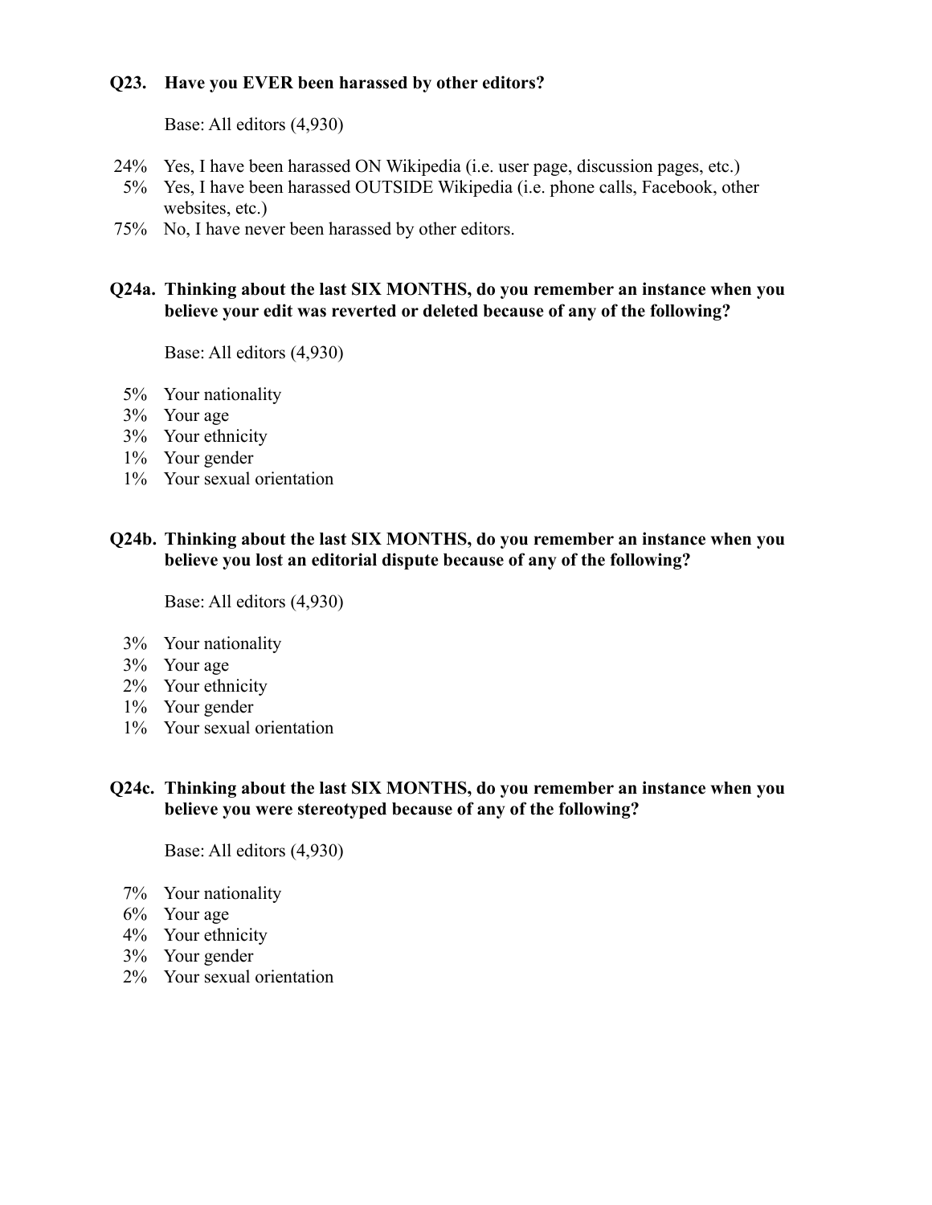**Q23. Have you EVER been harassed by other editors?**

Base: All editors (4,930)

24% Yes, I have been harassed ON Wikipedia (i.e. user page, discussion pages, etc.)
5% Yes, I have been harassed OUTSIDE Wikipedia (i.e. phone calls, Facebook, other websites, etc.)
75% No, I have never been harassed by other editors.

**Q24a. Thinking about the last SIX MONTHS, do you remember an instance when you believe your edit was reverted or deleted because of any of the following?**

Base: All editors (4,930)

5% Your nationality
3% Your age
3% Your ethnicity
1% Your gender
1% Your sexual orientation

**Q24b. Thinking about the last SIX MONTHS, do you remember an instance when you believe you lost an editorial dispute because of any of the following?**

Base: All editors (4,930)

3% Your nationality
3% Your age
2% Your ethnicity
1% Your gender
1% Your sexual orientation

**Q24c. Thinking about the last SIX MONTHS, do you remember an instance when you believe you were stereotyped because of any of the following?**

Base: All editors (4,930)

7% Your nationality
6% Your age
4% Your ethnicity
3% Your gender
2% Your sexual orientation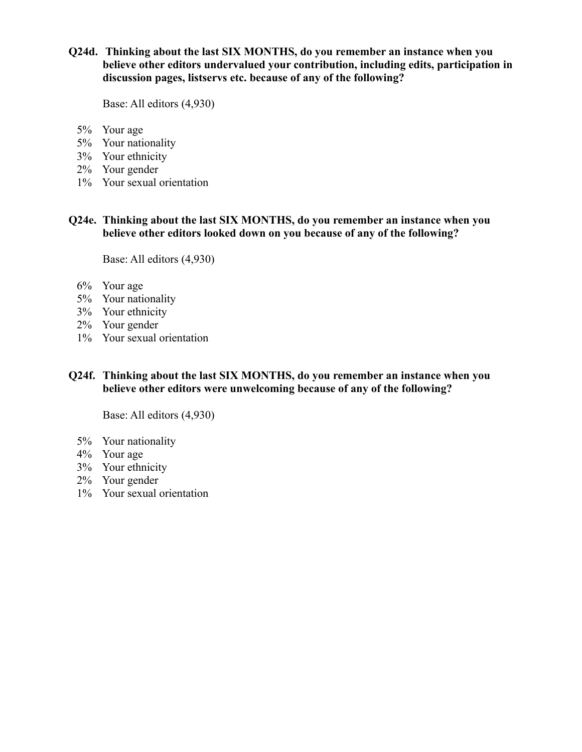**Q24d. Thinking about the last SIX MONTHS, do you remember an instance when you believe other editors undervalued your contribution, including edits, participation in discussion pages, listservs etc. because of any of the following?**

Base: All editors (4,930)

5% Your age
5% Your nationality
3% Your ethnicity
2% Your gender
1% Your sexual orientation

**Q24e. Thinking about the last SIX MONTHS, do you remember an instance when you believe other editors looked down on you because of any of the following?**

Base: All editors (4,930)

6% Your age
5% Your nationality
3% Your ethnicity
2% Your gender
1% Your sexual orientation

**Q24f. Thinking about the last SIX MONTHS, do you remember an instance when you believe other editors were unwelcoming because of any of the following?**

Base: All editors (4,930)

5% Your nationality
4% Your age
3% Your ethnicity
2% Your gender
1% Your sexual orientation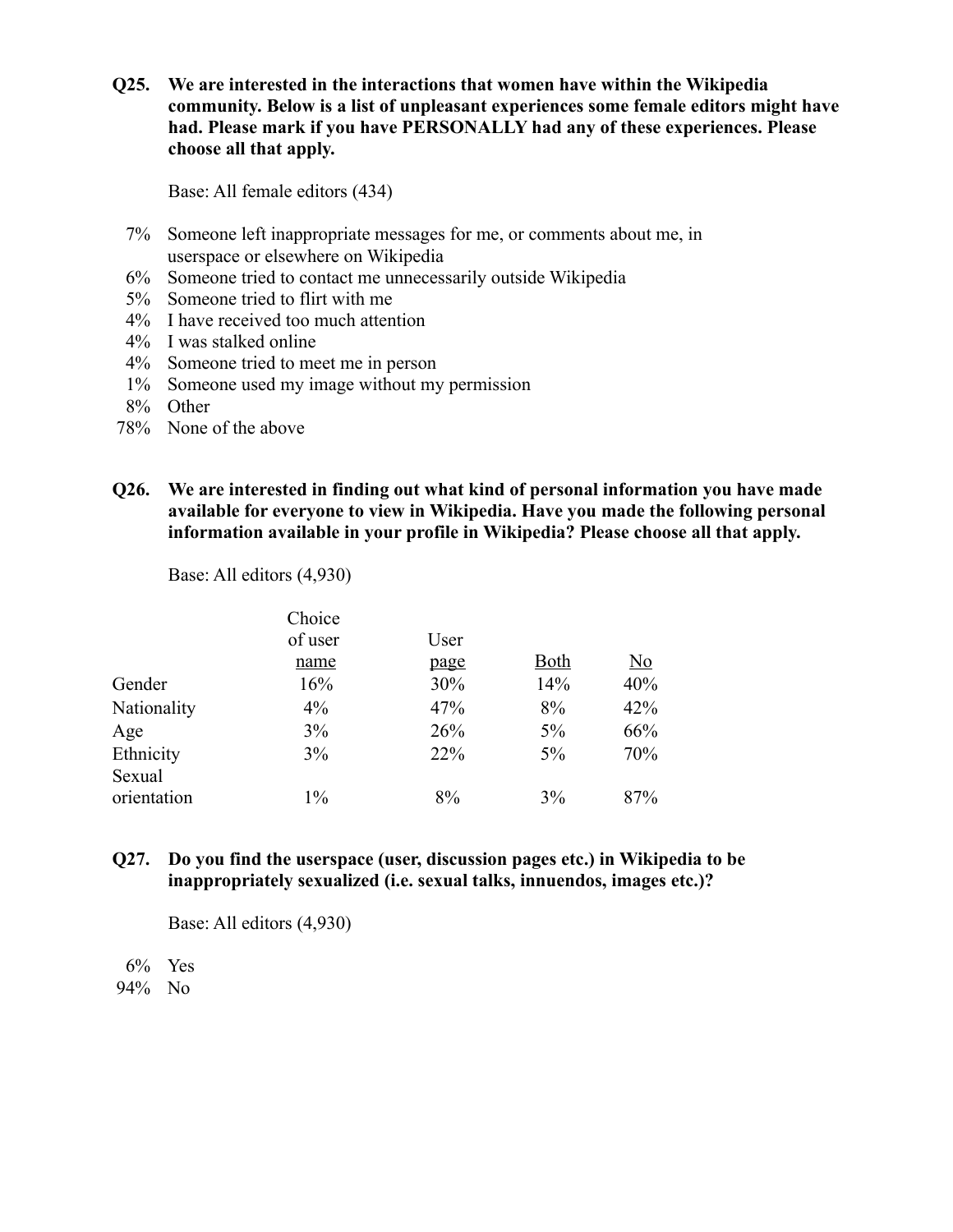**Q25. We are interested in the interactions that women have within the Wikipedia community. Below is a list of unpleasant experiences some female editors might have had. Please mark if you have PERSONALLY had any of these experiences. Please choose all that apply.**

Base: All female editors (434)

- 7% Someone left inappropriate messages for me, or comments about me, in userspace or elsewhere on Wikipedia
- 6% Someone tried to contact me unnecessarily outside Wikipedia
- 5% Someone tried to flirt with me
- 4% I have received too much attention
- 4% I was stalked online
- 4% Someone tried to meet me in person
- 1% Someone used my image without my permission
- 8% Other
- 78% None of the above

**Q26. We are interested in finding out what kind of personal information you have made available for everyone to view in Wikipedia. Have you made the following personal information available in your profile in Wikipedia? Please choose all that apply.**

Base: All editors (4,930)

| | Choice of user name | User page | Both | No |
|---|---|---|---|---|
| Gender | 16% | 30% | 14% | 40% |
| Nationality | 4% | 47% | 8% | 42% |
| Age | 3% | 26% | 5% | 66% |
| Ethnicity | 3% | 22% | 5% | 70% |
| Sexual orientation | 1% | 8% | 3% | 87% |

**Q27. Do you find the userspace (user, discussion pages etc.) in Wikipedia to be inappropriately sexualized (i.e. sexual talks, innuendos, images etc.)?**

Base: All editors (4,930)

- 6% Yes
- 94% No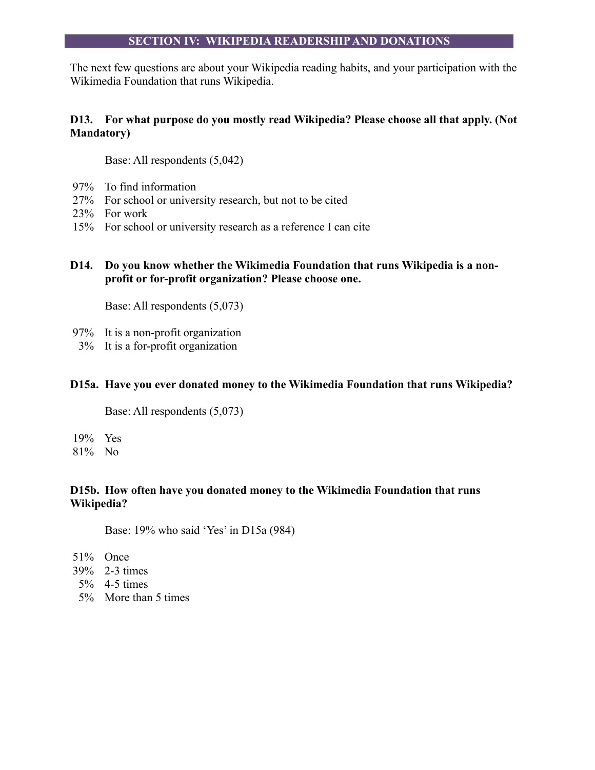## SECTION IV: WIKIPEDIA READERSHIP AND DONATIONS

The next few questions are about your Wikipedia reading habits, and your participation with the Wikimedia Foundation that runs Wikipedia.

**D13. For what purpose do you mostly read Wikipedia? Please choose all that apply. (Not Mandatory)**

Base: All respondents (5,042)

97% To find information
27% For school or university research, but not to be cited
23% For work
15% For school or university research as a reference I can cite

**D14. Do you know whether the Wikimedia Foundation that runs Wikipedia is a non-profit or for-profit organization? Please choose one.**

Base: All respondents (5,073)

97% It is a non-profit organization
3% It is a for-profit organization

**D15a. Have you ever donated money to the Wikimedia Foundation that runs Wikipedia?**

Base: All respondents (5,073)

19% Yes
81% No

**D15b. How often have you donated money to the Wikimedia Foundation that runs Wikipedia?**

Base: 19% who said 'Yes' in D15a (984)

51% Once
39% 2-3 times
5% 4-5 times
5% More than 5 times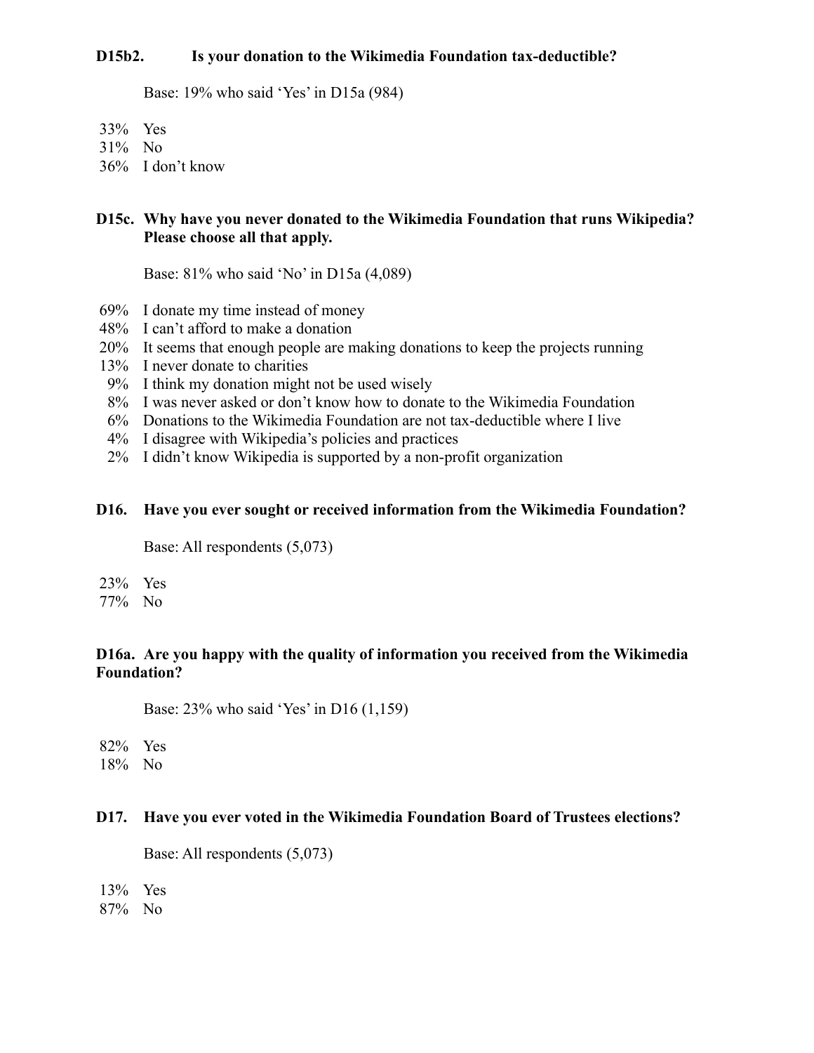**D15b2. Is your donation to the Wikimedia Foundation tax-deductible?**

Base: 19% who said 'Yes' in D15a (984)

33% Yes
31% No
36% I don't know

**D15c. Why have you never donated to the Wikimedia Foundation that runs Wikipedia? Please choose all that apply.**

Base: 81% who said 'No' in D15a (4,089)

69% I donate my time instead of money
48% I can't afford to make a donation
20% It seems that enough people are making donations to keep the projects running
13% I never donate to charities
9% I think my donation might not be used wisely
8% I was never asked or don't know how to donate to the Wikimedia Foundation
6% Donations to the Wikimedia Foundation are not tax-deductible where I live
4% I disagree with Wikipedia's policies and practices
2% I didn't know Wikipedia is supported by a non-profit organization

**D16. Have you ever sought or received information from the Wikimedia Foundation?**

Base: All respondents (5,073)

23% Yes
77% No

**D16a. Are you happy with the quality of information you received from the Wikimedia Foundation?**

Base: 23% who said 'Yes' in D16 (1,159)

82% Yes
18% No

**D17. Have you ever voted in the Wikimedia Foundation Board of Trustees elections?**

Base: All respondents (5,073)

13% Yes
87% No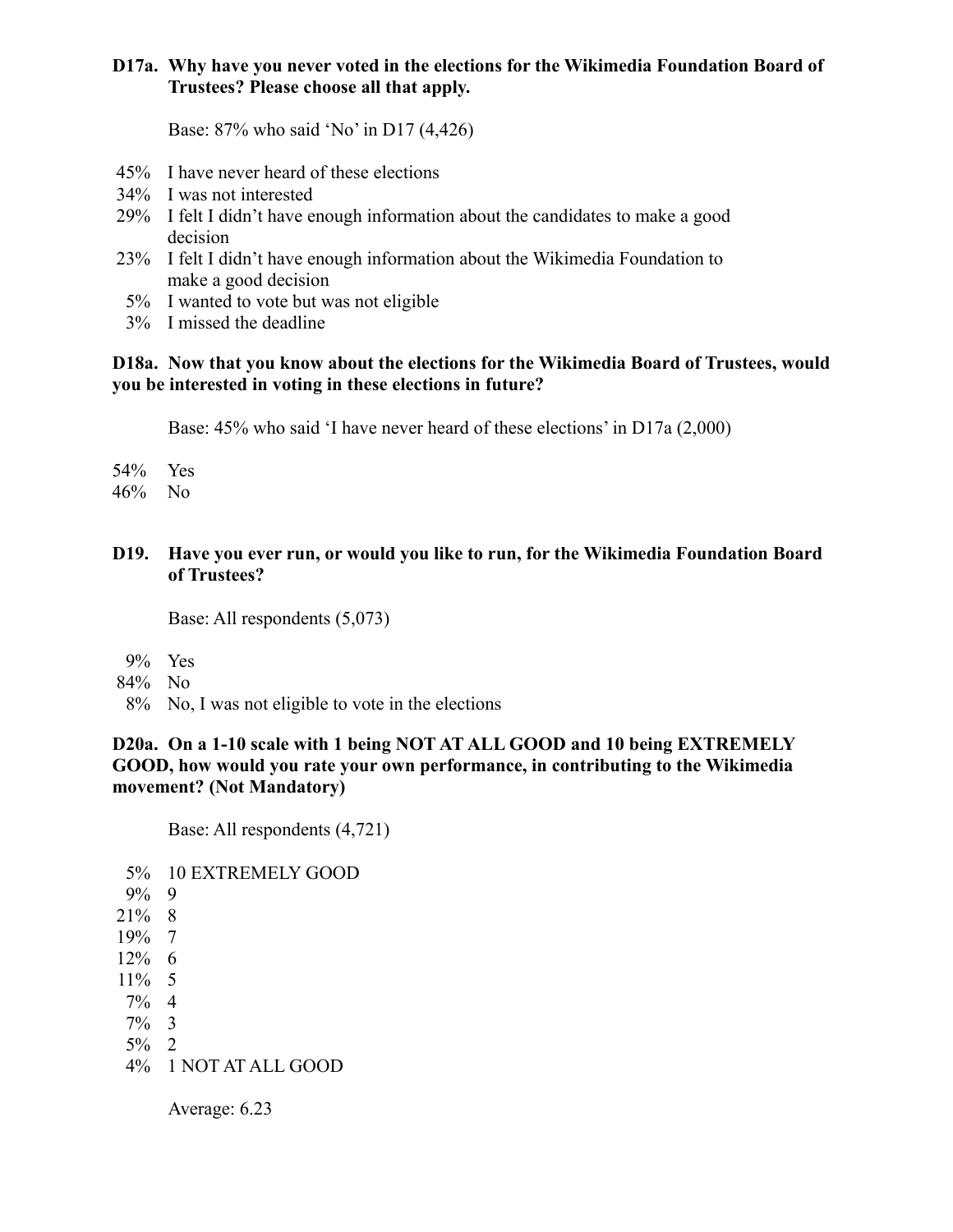**D17a. Why have you never voted in the elections for the Wikimedia Foundation Board of Trustees? Please choose all that apply.**

Base: 87% who said 'No' in D17 (4,426)

- 45% I have never heard of these elections
- 34% I was not interested
- 29% I felt I didn't have enough information about the candidates to make a good decision
- 23% I felt I didn't have enough information about the Wikimedia Foundation to make a good decision
- 5% I wanted to vote but was not eligible
- 3% I missed the deadline

**D18a. Now that you know about the elections for the Wikimedia Board of Trustees, would you be interested in voting in these elections in future?**

Base: 45% who said 'I have never heard of these elections' in D17a (2,000)

- 54% Yes
- 46% No

**D19. Have you ever run, or would you like to run, for the Wikimedia Foundation Board of Trustees?**

Base: All respondents (5,073)

- 9% Yes
- 84% No
- 8% No, I was not eligible to vote in the elections

**D20a. On a 1-10 scale with 1 being NOT AT ALL GOOD and 10 being EXTREMELY GOOD, how would you rate your own performance, in contributing to the Wikimedia movement? (Not Mandatory)**

Base: All respondents (4,721)

- 5% 10 EXTREMELY GOOD
- 9% 9
- 21% 8
- 19% 7
- 12% 6
- 11% 5
- 7% 4
- 7% 3
- 5% 2
- 4% 1 NOT AT ALL GOOD

Average: 6.23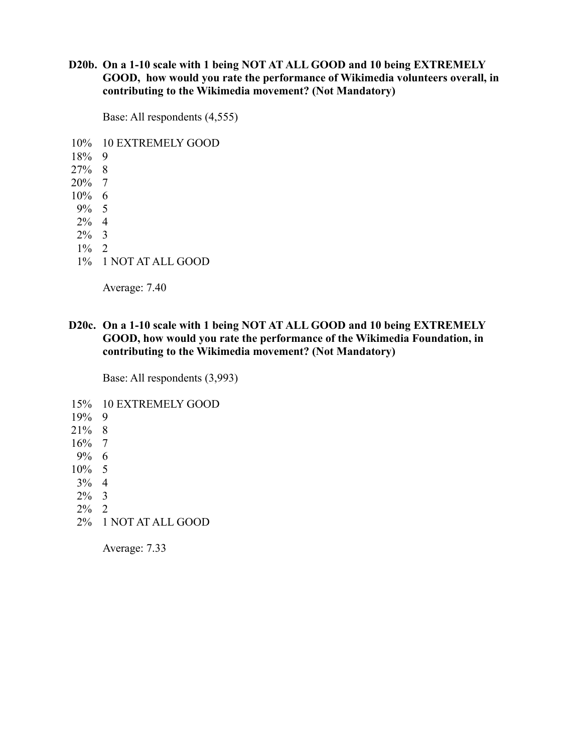**D20b. On a 1-10 scale with 1 being NOT AT ALL GOOD and 10 being EXTREMELY GOOD, how would you rate the performance of Wikimedia volunteers overall, in contributing to the Wikimedia movement? (Not Mandatory)**

Base: All respondents (4,555)

| | |
|---|---|
| 10% | 10 EXTREMELY GOOD |
| 18% | 9 |
| 27% | 8 |
| 20% | 7 |
| 10% | 6 |
| 9% | 5 |
| 2% | 4 |
| 2% | 3 |
| 1% | 2 |
| 1% | 1 NOT AT ALL GOOD |

Average: 7.40

**D20c. On a 1-10 scale with 1 being NOT AT ALL GOOD and 10 being EXTREMELY GOOD, how would you rate the performance of the Wikimedia Foundation, in contributing to the Wikimedia movement? (Not Mandatory)**

Base: All respondents (3,993)

| | |
|---|---|
| 15% | 10 EXTREMELY GOOD |
| 19% | 9 |
| 21% | 8 |
| 16% | 7 |
| 9% | 6 |
| 10% | 5 |
| 3% | 4 |
| 2% | 3 |
| 2% | 2 |
| 2% | 1 NOT AT ALL GOOD |

Average: 7.33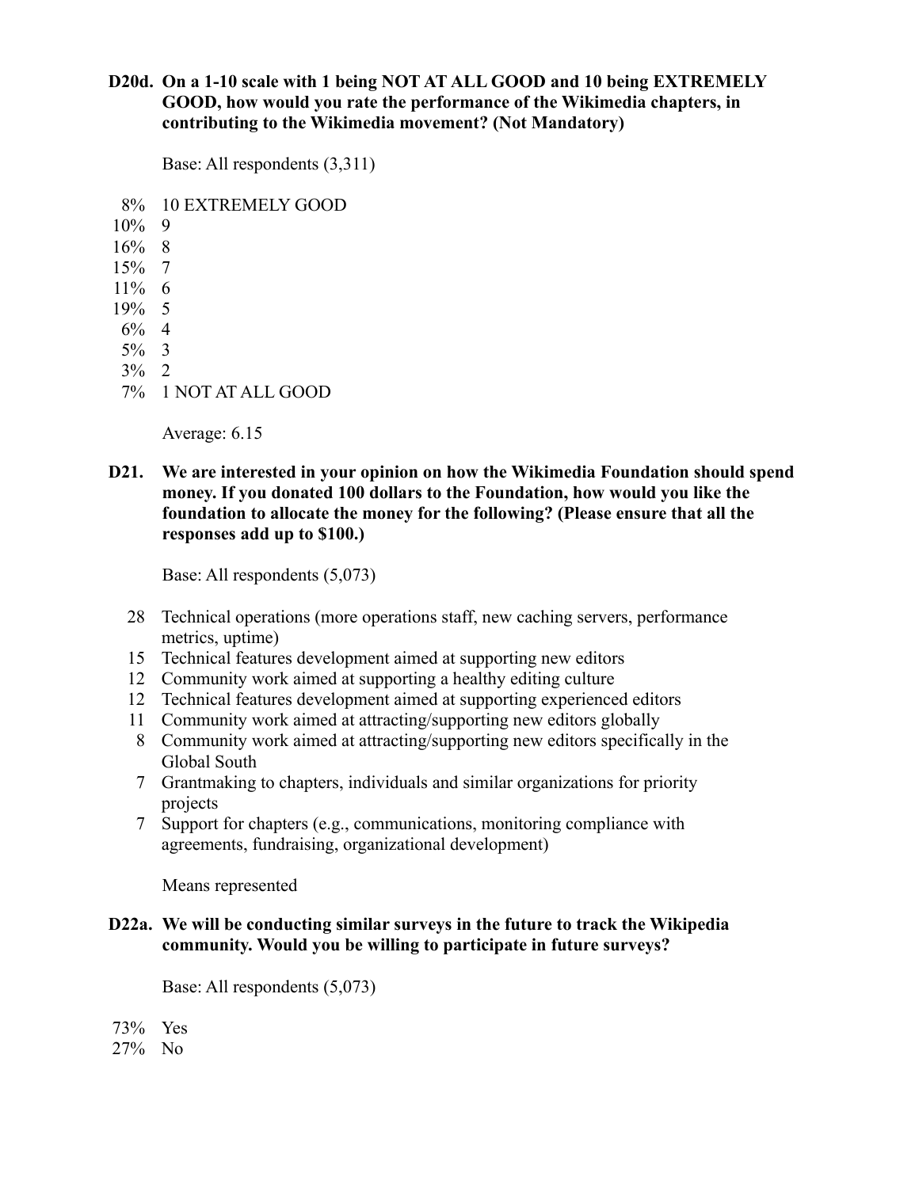**D20d. On a 1-10 scale with 1 being NOT AT ALL GOOD and 10 being EXTREMELY GOOD, how would you rate the performance of the Wikimedia chapters, in contributing to the Wikimedia movement? (Not Mandatory)**

Base: All respondents (3,311)

| | |
|---|---|
| 8% | 10 EXTREMELY GOOD |
| 10% | 9 |
| 16% | 8 |
| 15% | 7 |
| 11% | 6 |
| 19% | 5 |
| 6% | 4 |
| 5% | 3 |
| 3% | 2 |
| 7% | 1 NOT AT ALL GOOD |

Average: 6.15

**D21. We are interested in your opinion on how the Wikimedia Foundation should spend money. If you donated 100 dollars to the Foundation, how would you like the foundation to allocate the money for the following? (Please ensure that all the responses add up to $100.)**

Base: All respondents (5,073)

| | |
|---|---|
| 28 | Technical operations (more operations staff, new caching servers, performance metrics, uptime) |
| 15 | Technical features development aimed at supporting new editors |
| 12 | Community work aimed at supporting a healthy editing culture |
| 12 | Technical features development aimed at supporting experienced editors |
| 11 | Community work aimed at attracting/supporting new editors globally |
| 8 | Community work aimed at attracting/supporting new editors specifically in the Global South |
| 7 | Grantmaking to chapters, individuals and similar organizations for priority projects |
| 7 | Support for chapters (e.g., communications, monitoring compliance with agreements, fundraising, organizational development) |

Means represented

**D22a. We will be conducting similar surveys in the future to track the Wikipedia community. Would you be willing to participate in future surveys?**

Base: All respondents (5,073)

| | |
|---|---|
| 73% | Yes |
| 27% | No |